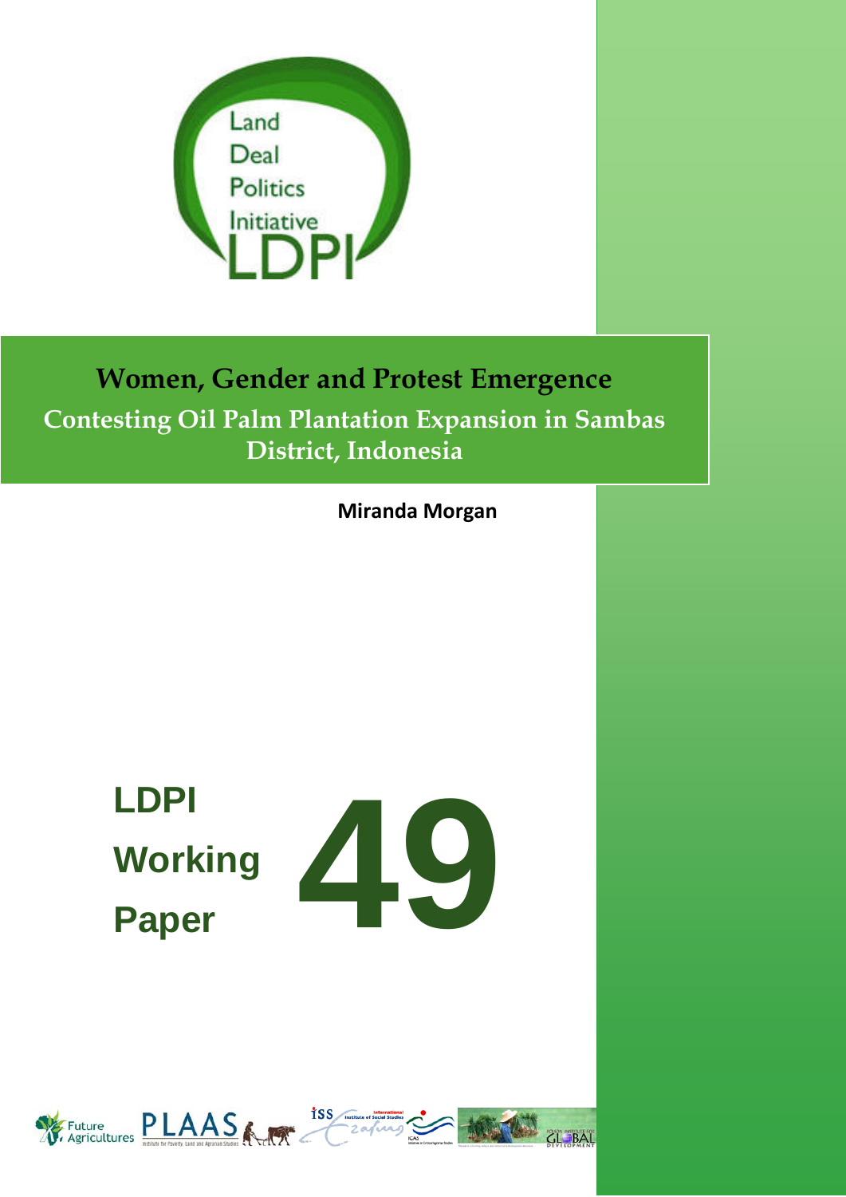Land Deal Politics Initiative LDPI

# Women, Gender and Protest Emergence

## Contesting Oil Palm Plantation Expansion in Sambas District, Indonesia

**Miranda Morgan**

**LDPI Working Paper 49**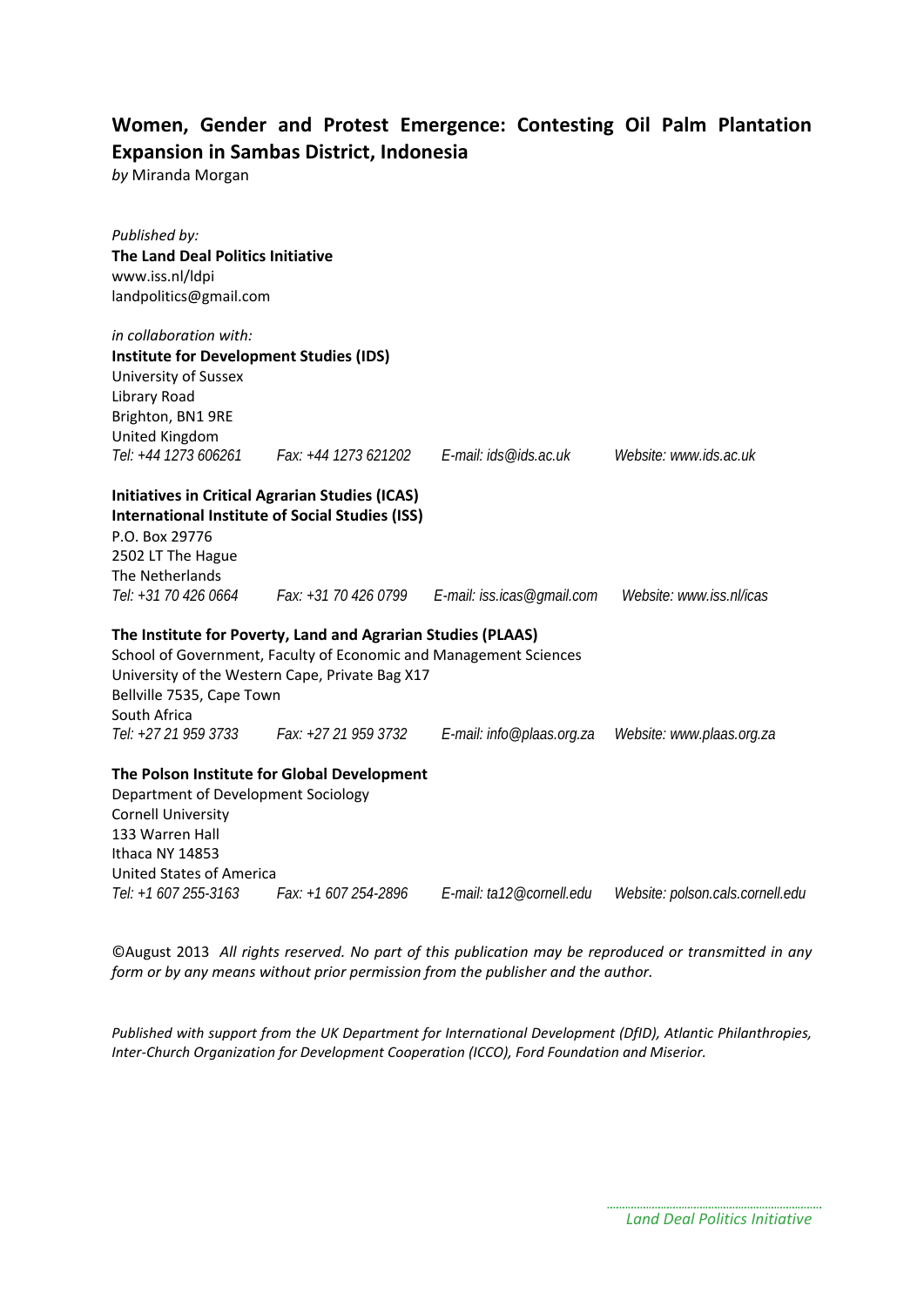## Women, Gender and Protest Emergence: Contesting Oil Palm Plantation Expansion in Sambas District, Indonesia

*by* Miranda Morgan

*Published by:*
**The Land Deal Politics Initiative**
www.iss.nl/ldpi
landpolitics@gmail.com

*in collaboration with:*
**Institute for Development Studies (IDS)**
University of Sussex
Library Road
Brighton, BN1 9RE
United Kingdom
*Tel: +44 1273 606261   Fax: +44 1273 621202   E-mail: ids@ids.ac.uk   Website: www.ids.ac.uk*

**Initiatives in Critical Agrarian Studies (ICAS)**
**International Institute of Social Studies (ISS)**
P.O. Box 29776
2502 LT The Hague
The Netherlands
*Tel: +31 70 426 0664   Fax: +31 70 426 0799   E-mail: iss.icas@gmail.com   Website: www.iss.nl/icas*

**The Institute for Poverty, Land and Agrarian Studies (PLAAS)**
School of Government, Faculty of Economic and Management Sciences
University of the Western Cape, Private Bag X17
Bellville 7535, Cape Town
South Africa
*Tel: +27 21 959 3733   Fax: +27 21 959 3732   E-mail: info@plaas.org.za   Website: www.plaas.org.za*

**The Polson Institute for Global Development**
Department of Development Sociology
Cornell University
133 Warren Hall
Ithaca NY 14853
United States of America
*Tel: +1 607 255-3163   Fax: +1 607 254-2896   E-mail: ta12@cornell.edu   Website: polson.cals.cornell.edu*

©August 2013 *All rights reserved. No part of this publication may be reproduced or transmitted in any form or by any means without prior permission from the publisher and the author.*

*Published with support from the UK Department for International Development (DfID), Atlantic Philanthropies, Inter-Church Organization for Development Cooperation (ICCO), Ford Foundation and Miserior.*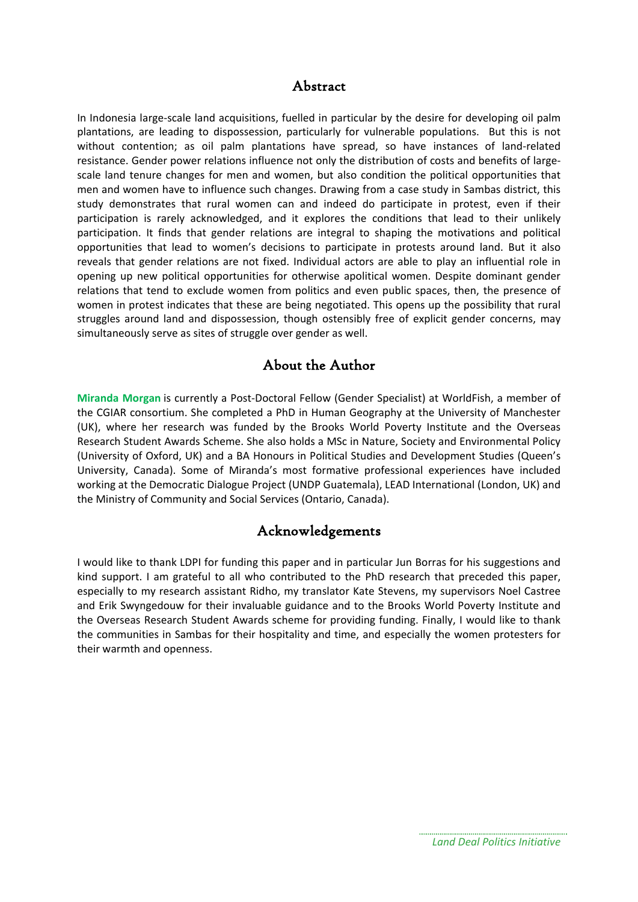## Abstract

In Indonesia large-scale land acquisitions, fuelled in particular by the desire for developing oil palm plantations, are leading to dispossession, particularly for vulnerable populations. But this is not without contention; as oil palm plantations have spread, so have instances of land-related resistance. Gender power relations influence not only the distribution of costs and benefits of large-scale land tenure changes for men and women, but also condition the political opportunities that men and women have to influence such changes. Drawing from a case study in Sambas district, this study demonstrates that rural women can and indeed do participate in protest, even if their participation is rarely acknowledged, and it explores the conditions that lead to their unlikely participation. It finds that gender relations are integral to shaping the motivations and political opportunities that lead to women's decisions to participate in protests around land. But it also reveals that gender relations are not fixed. Individual actors are able to play an influential role in opening up new political opportunities for otherwise apolitical women. Despite dominant gender relations that tend to exclude women from politics and even public spaces, then, the presence of women in protest indicates that these are being negotiated. This opens up the possibility that rural struggles around land and dispossession, though ostensibly free of explicit gender concerns, may simultaneously serve as sites of struggle over gender as well.

## About the Author

**Miranda Morgan** is currently a Post-Doctoral Fellow (Gender Specialist) at WorldFish, a member of the CGIAR consortium. She completed a PhD in Human Geography at the University of Manchester (UK), where her research was funded by the Brooks World Poverty Institute and the Overseas Research Student Awards Scheme. She also holds a MSc in Nature, Society and Environmental Policy (University of Oxford, UK) and a BA Honours in Political Studies and Development Studies (Queen's University, Canada). Some of Miranda's most formative professional experiences have included working at the Democratic Dialogue Project (UNDP Guatemala), LEAD International (London, UK) and the Ministry of Community and Social Services (Ontario, Canada).

## Acknowledgements

I would like to thank LDPI for funding this paper and in particular Jun Borras for his suggestions and kind support. I am grateful to all who contributed to the PhD research that preceded this paper, especially to my research assistant Ridho, my translator Kate Stevens, my supervisors Noel Castree and Erik Swyngedouw for their invaluable guidance and to the Brooks World Poverty Institute and the Overseas Research Student Awards scheme for providing funding. Finally, I would like to thank the communities in Sambas for their hospitality and time, and especially the women protesters for their warmth and openness.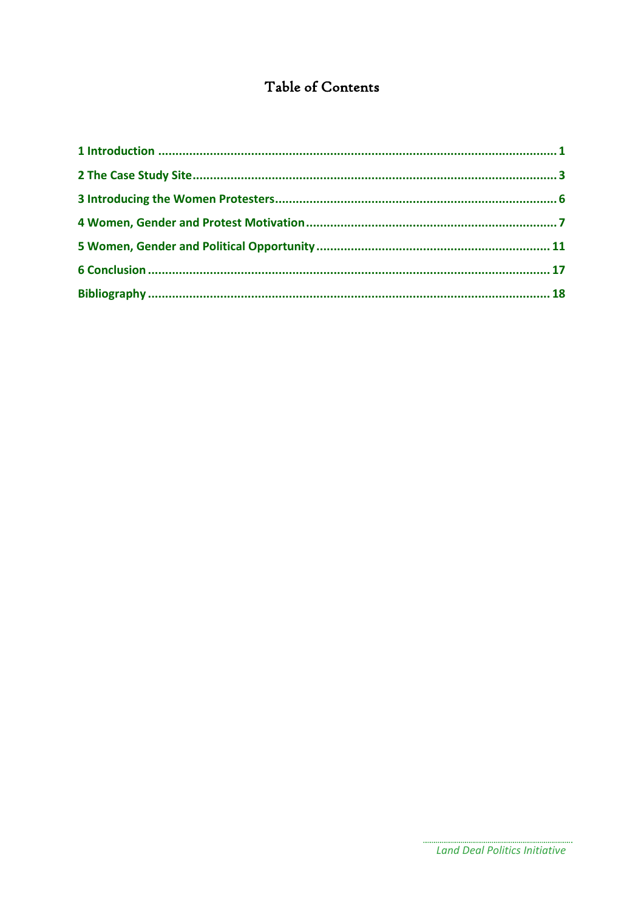# Table of Contents

**1 Introduction** ..................................................................................................... **1**

**2 The Case Study Site** ......................................................................................... **3**

**3 Introducing the Women Protesters** ................................................................... **6**

**4 Women, Gender and Protest Motivation** ............................................................ **7**

**5 Women, Gender and Political Opportunity** ...................................................... **11**

**6 Conclusion** ..................................................................................................... **17**

**Bibliography** ..................................................................................................... **18**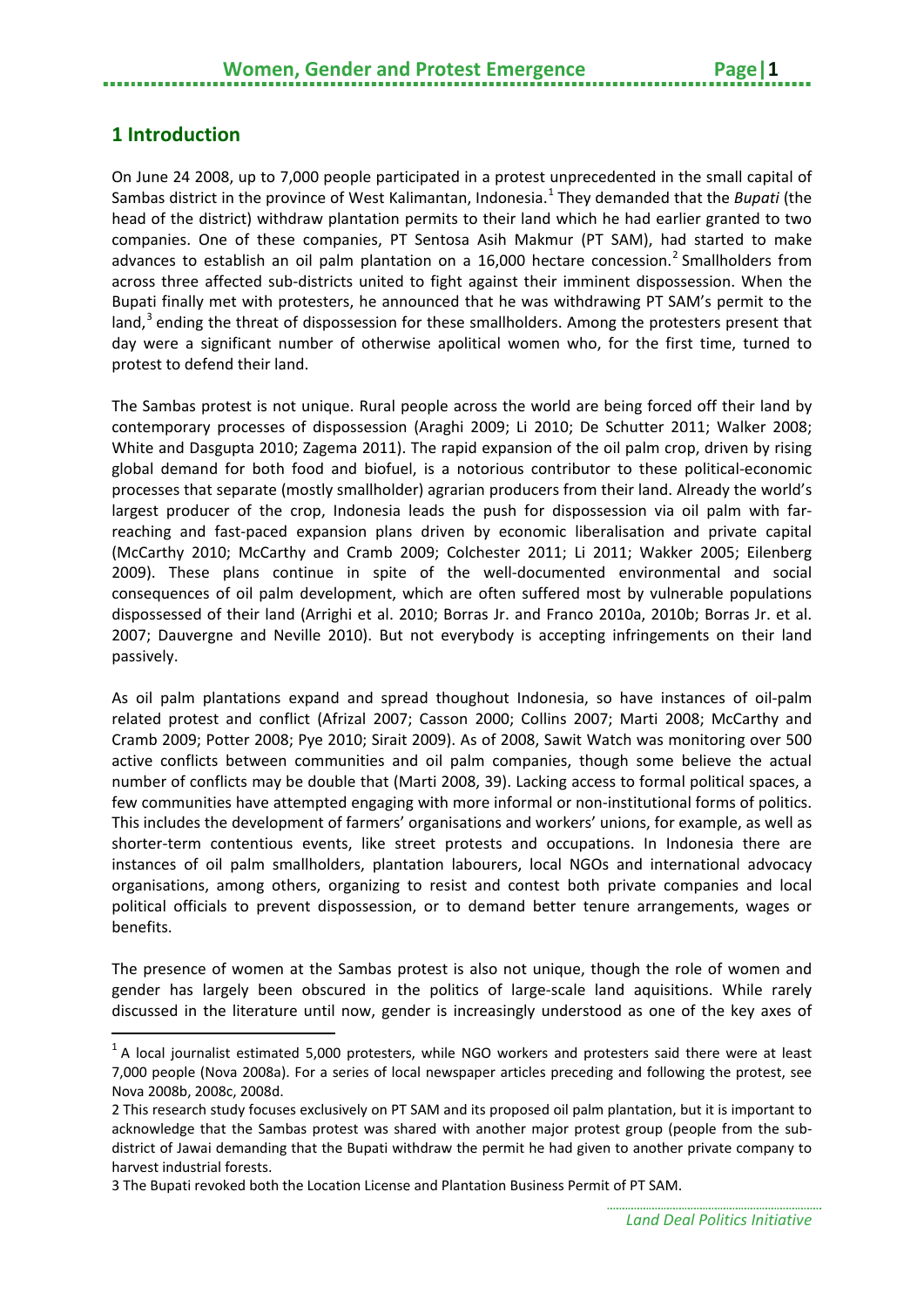# 1 Introduction

On June 24 2008, up to 7,000 people participated in a protest unprecedented in the small capital of Sambas district in the province of West Kalimantan, Indonesia.[1] They demanded that the *Bupati* (the head of the district) withdraw plantation permits to their land which he had earlier granted to two companies. One of these companies, PT Sentosa Asih Makmur (PT SAM), had started to make advances to establish an oil palm plantation on a 16,000 hectare concession.[2] Smallholders from across three affected sub-districts united to fight against their imminent dispossession. When the Bupati finally met with protesters, he announced that he was withdrawing PT SAM's permit to the land,[3] ending the threat of dispossession for these smallholders. Among the protesters present that day were a significant number of otherwise apolitical women who, for the first time, turned to protest to defend their land.

The Sambas protest is not unique. Rural people across the world are being forced off their land by contemporary processes of dispossession (Araghi 2009; Li 2010; De Schutter 2011; Walker 2008; White and Dasgupta 2010; Zagema 2011). The rapid expansion of the oil palm crop, driven by rising global demand for both food and biofuel, is a notorious contributor to these political-economic processes that separate (mostly smallholder) agrarian producers from their land. Already the world's largest producer of the crop, Indonesia leads the push for dispossession via oil palm with far-reaching and fast-paced expansion plans driven by economic liberalisation and private capital (McCarthy 2010; McCarthy and Cramb 2009; Colchester 2011; Li 2011; Wakker 2005; Eilenberg 2009). These plans continue in spite of the well-documented environmental and social consequences of oil palm development, which are often suffered most by vulnerable populations dispossessed of their land (Arrighi et al. 2010; Borras Jr. and Franco 2010a, 2010b; Borras Jr. et al. 2007; Dauvergne and Neville 2010). But not everybody is accepting infringements on their land passively.

As oil palm plantations expand and spread thoughout Indonesia, so have instances of oil-palm related protest and conflict (Afrizal 2007; Casson 2000; Collins 2007; Marti 2008; McCarthy and Cramb 2009; Potter 2008; Pye 2010; Sirait 2009). As of 2008, Sawit Watch was monitoring over 500 active conflicts between communities and oil palm companies, though some believe the actual number of conflicts may be double that (Marti 2008, 39). Lacking access to formal political spaces, a few communities have attempted engaging with more informal or non-institutional forms of politics. This includes the development of farmers' organisations and workers' unions, for example, as well as shorter-term contentious events, like street protests and occupations. In Indonesia there are instances of oil palm smallholders, plantation labourers, local NGOs and international advocacy organisations, among others, organizing to resist and contest both private companies and local political officials to prevent dispossession, or to demand better tenure arrangements, wages or benefits.

The presence of women at the Sambas protest is also not unique, though the role of women and gender has largely been obscured in the politics of large-scale land aquisitions. While rarely discussed in the literature until now, gender is increasingly understood as one of the key axes of

---

[1] A local journalist estimated 5,000 protesters, while NGO workers and protesters said there were at least 7,000 people (Nova 2008a). For a series of local newspaper articles preceding and following the protest, see Nova 2008b, 2008c, 2008d.

[2] This research study focuses exclusively on PT SAM and its proposed oil palm plantation, but it is important to acknowledge that the Sambas protest was shared with another major protest group (people from the sub-district of Jawai demanding that the Bupati withdraw the permit he had given to another private company to harvest industrial forests.

[3] The Bupati revoked both the Location License and Plantation Business Permit of PT SAM.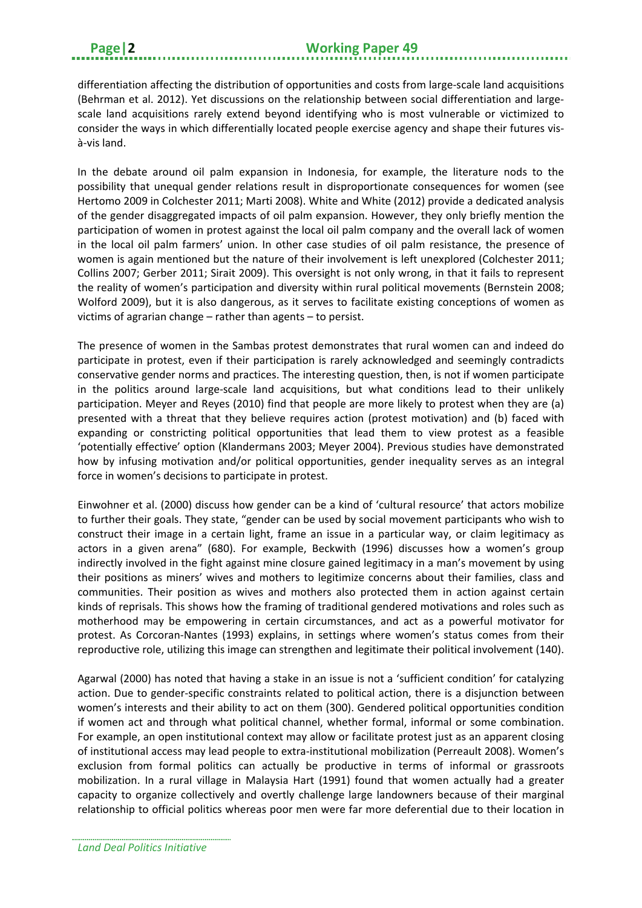differentiation affecting the distribution of opportunities and costs from large-scale land acquisitions (Behrman et al. 2012). Yet discussions on the relationship between social differentiation and large-scale land acquisitions rarely extend beyond identifying who is most vulnerable or victimized to consider the ways in which differentially located people exercise agency and shape their futures vis-à-vis land.

In the debate around oil palm expansion in Indonesia, for example, the literature nods to the possibility that unequal gender relations result in disproportionate consequences for women (see Hertomo 2009 in Colchester 2011; Marti 2008). White and White (2012) provide a dedicated analysis of the gender disaggregated impacts of oil palm expansion. However, they only briefly mention the participation of women in protest against the local oil palm company and the overall lack of women in the local oil palm farmers' union. In other case studies of oil palm resistance, the presence of women is again mentioned but the nature of their involvement is left unexplored (Colchester 2011; Collins 2007; Gerber 2011; Sirait 2009). This oversight is not only wrong, in that it fails to represent the reality of women's participation and diversity within rural political movements (Bernstein 2008; Wolford 2009), but it is also dangerous, as it serves to facilitate existing conceptions of women as victims of agrarian change – rather than agents – to persist.

The presence of women in the Sambas protest demonstrates that rural women can and indeed do participate in protest, even if their participation is rarely acknowledged and seemingly contradicts conservative gender norms and practices. The interesting question, then, is not if women participate in the politics around large-scale land acquisitions, but what conditions lead to their unlikely participation. Meyer and Reyes (2010) find that people are more likely to protest when they are (a) presented with a threat that they believe requires action (protest motivation) and (b) faced with expanding or constricting political opportunities that lead them to view protest as a feasible 'potentially effective' option (Klandermans 2003; Meyer 2004). Previous studies have demonstrated how by infusing motivation and/or political opportunities, gender inequality serves as an integral force in women's decisions to participate in protest.

Einwohner et al. (2000) discuss how gender can be a kind of 'cultural resource' that actors mobilize to further their goals. They state, "gender can be used by social movement participants who wish to construct their image in a certain light, frame an issue in a particular way, or claim legitimacy as actors in a given arena" (680). For example, Beckwith (1996) discusses how a women's group indirectly involved in the fight against mine closure gained legitimacy in a man's movement by using their positions as miners' wives and mothers to legitimize concerns about their families, class and communities. Their position as wives and mothers also protected them in action against certain kinds of reprisals. This shows how the framing of traditional gendered motivations and roles such as motherhood may be empowering in certain circumstances, and act as a powerful motivator for protest. As Corcoran-Nantes (1993) explains, in settings where women's status comes from their reproductive role, utilizing this image can strengthen and legitimate their political involvement (140).

Agarwal (2000) has noted that having a stake in an issue is not a 'sufficient condition' for catalyzing action. Due to gender-specific constraints related to political action, there is a disjunction between women's interests and their ability to act on them (300). Gendered political opportunities condition if women act and through what political channel, whether formal, informal or some combination. For example, an open institutional context may allow or facilitate protest just as an apparent closing of institutional access may lead people to extra-institutional mobilization (Perreault 2008). Women's exclusion from formal politics can actually be productive in terms of informal or grassroots mobilization. In a rural village in Malaysia Hart (1991) found that women actually had a greater capacity to organize collectively and overtly challenge large landowners because of their marginal relationship to official politics whereas poor men were far more deferential due to their location in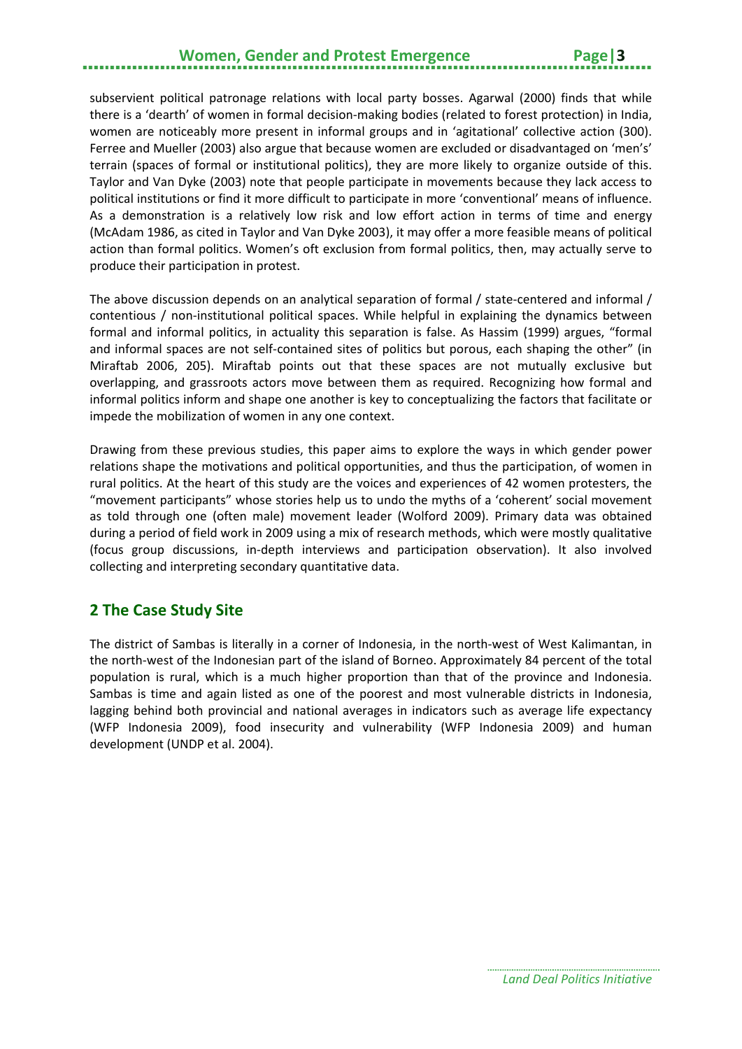subservient political patronage relations with local party bosses. Agarwal (2000) finds that while there is a 'dearth' of women in formal decision-making bodies (related to forest protection) in India, women are noticeably more present in informal groups and in 'agitational' collective action (300). Ferree and Mueller (2003) also argue that because women are excluded or disadvantaged on 'men's' terrain (spaces of formal or institutional politics), they are more likely to organize outside of this. Taylor and Van Dyke (2003) note that people participate in movements because they lack access to political institutions or find it more difficult to participate in more 'conventional' means of influence. As a demonstration is a relatively low risk and low effort action in terms of time and energy (McAdam 1986, as cited in Taylor and Van Dyke 2003), it may offer a more feasible means of political action than formal politics. Women's oft exclusion from formal politics, then, may actually serve to produce their participation in protest.

The above discussion depends on an analytical separation of formal / state-centered and informal / contentious / non-institutional political spaces. While helpful in explaining the dynamics between formal and informal politics, in actuality this separation is false. As Hassim (1999) argues, "formal and informal spaces are not self-contained sites of politics but porous, each shaping the other" (in Miraftab 2006, 205). Miraftab points out that these spaces are not mutually exclusive but overlapping, and grassroots actors move between them as required. Recognizing how formal and informal politics inform and shape one another is key to conceptualizing the factors that facilitate or impede the mobilization of women in any one context.

Drawing from these previous studies, this paper aims to explore the ways in which gender power relations shape the motivations and political opportunities, and thus the participation, of women in rural politics. At the heart of this study are the voices and experiences of 42 women protesters, the "movement participants" whose stories help us to undo the myths of a 'coherent' social movement as told through one (often male) movement leader (Wolford 2009). Primary data was obtained during a period of field work in 2009 using a mix of research methods, which were mostly qualitative (focus group discussions, in-depth interviews and participation observation). It also involved collecting and interpreting secondary quantitative data.

## 2 The Case Study Site

The district of Sambas is literally in a corner of Indonesia, in the north-west of West Kalimantan, in the north-west of the Indonesian part of the island of Borneo. Approximately 84 percent of the total population is rural, which is a much higher proportion than that of the province and Indonesia. Sambas is time and again listed as one of the poorest and most vulnerable districts in Indonesia, lagging behind both provincial and national averages in indicators such as average life expectancy (WFP Indonesia 2009), food insecurity and vulnerability (WFP Indonesia 2009) and human development (UNDP et al. 2004).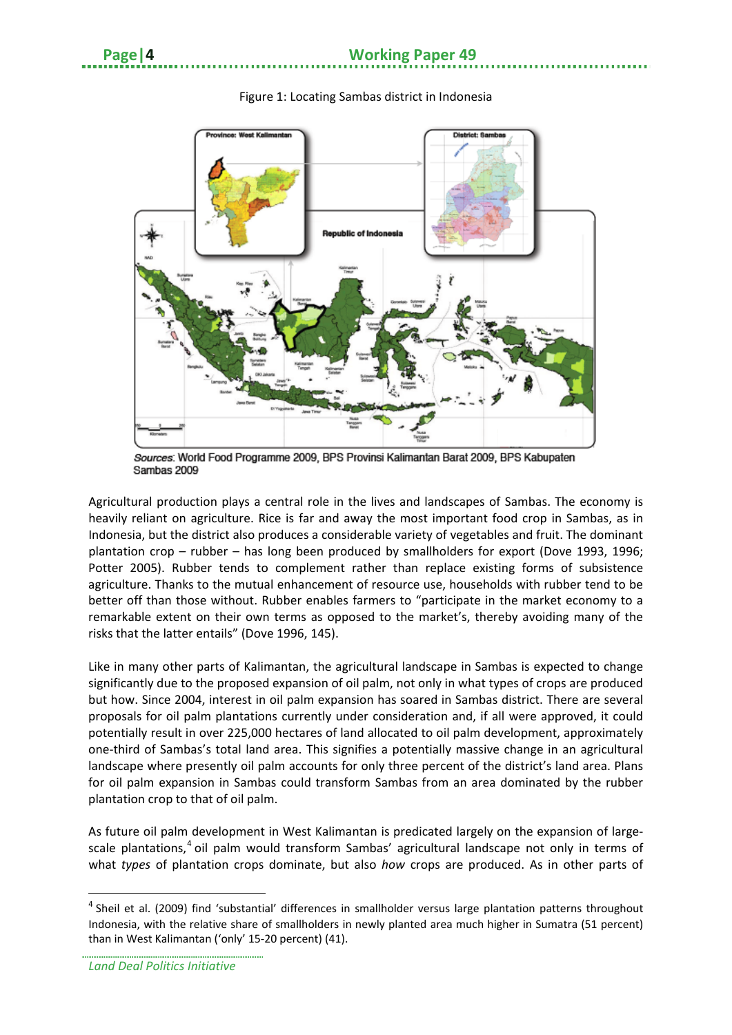Figure 1: Locating Sambas district in Indonesia

*Sources*: World Food Programme 2009, BPS Provinsi Kalimantan Barat 2009, BPS Kabupaten Sambas 2009

Agricultural production plays a central role in the lives and landscapes of Sambas. The economy is heavily reliant on agriculture. Rice is far and away the most important food crop in Sambas, as in Indonesia, but the district also produces a considerable variety of vegetables and fruit. The dominant plantation crop – rubber – has long been produced by smallholders for export (Dove 1993, 1996; Potter 2005). Rubber tends to complement rather than replace existing forms of subsistence agriculture. Thanks to the mutual enhancement of resource use, households with rubber tend to be better off than those without. Rubber enables farmers to "participate in the market economy to a remarkable extent on their own terms as opposed to the market's, thereby avoiding many of the risks that the latter entails" (Dove 1996, 145).

Like in many other parts of Kalimantan, the agricultural landscape in Sambas is expected to change significantly due to the proposed expansion of oil palm, not only in what types of crops are produced but how. Since 2004, interest in oil palm expansion has soared in Sambas district. There are several proposals for oil palm plantations currently under consideration and, if all were approved, it could potentially result in over 225,000 hectares of land allocated to oil palm development, approximately one-third of Sambas's total land area. This signifies a potentially massive change in an agricultural landscape where presently oil palm accounts for only three percent of the district's land area. Plans for oil palm expansion in Sambas could transform Sambas from an area dominated by the rubber plantation crop to that of oil palm.

As future oil palm development in West Kalimantan is predicated largely on the expansion of large-scale plantations,[4] oil palm would transform Sambas' agricultural landscape not only in terms of what *types* of plantation crops dominate, but also *how* crops are produced. As in other parts of

[4] Sheil et al. (2009) find 'substantial' differences in smallholder versus large plantation patterns throughout Indonesia, with the relative share of smallholders in newly planted area much higher in Sumatra (51 percent) than in West Kalimantan ('only' 15-20 percent) (41).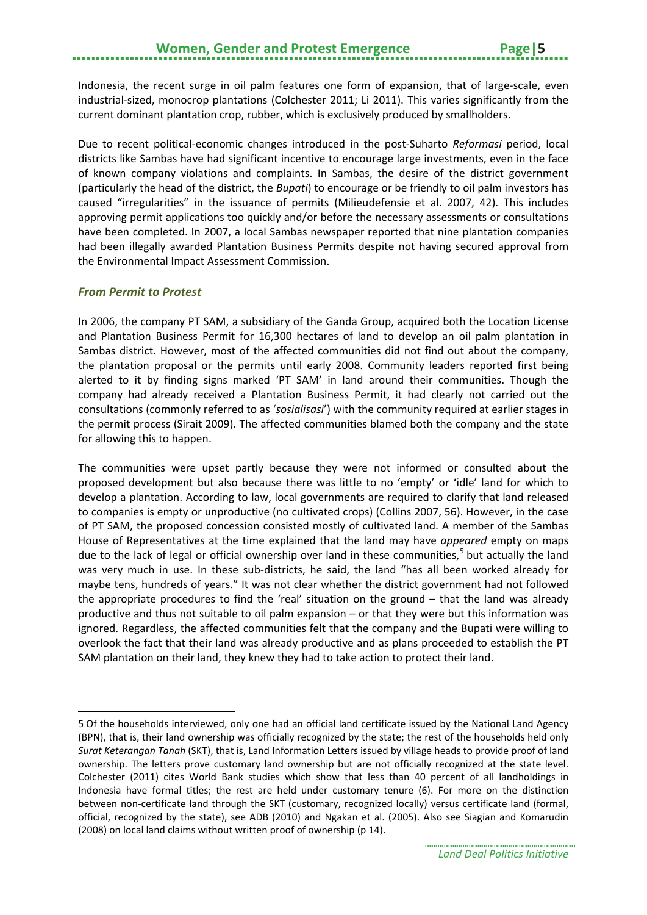Indonesia, the recent surge in oil palm features one form of expansion, that of large-scale, even industrial-sized, monocrop plantations (Colchester 2011; Li 2011). This varies significantly from the current dominant plantation crop, rubber, which is exclusively produced by smallholders.

Due to recent political-economic changes introduced in the post-Suharto *Reformasi* period, local districts like Sambas have had significant incentive to encourage large investments, even in the face of known company violations and complaints. In Sambas, the desire of the district government (particularly the head of the district, the *Bupati*) to encourage or be friendly to oil palm investors has caused "irregularities" in the issuance of permits (Milieudefensie et al. 2007, 42). This includes approving permit applications too quickly and/or before the necessary assessments or consultations have been completed. In 2007, a local Sambas newspaper reported that nine plantation companies had been illegally awarded Plantation Business Permits despite not having secured approval from the Environmental Impact Assessment Commission.

### *From Permit to Protest*

In 2006, the company PT SAM, a subsidiary of the Ganda Group, acquired both the Location License and Plantation Business Permit for 16,300 hectares of land to develop an oil palm plantation in Sambas district. However, most of the affected communities did not find out about the company, the plantation proposal or the permits until early 2008. Community leaders reported first being alerted to it by finding signs marked 'PT SAM' in land around their communities. Though the company had already received a Plantation Business Permit, it had clearly not carried out the consultations (commonly referred to as '*sosialisasi*') with the community required at earlier stages in the permit process (Sirait 2009). The affected communities blamed both the company and the state for allowing this to happen.

The communities were upset partly because they were not informed or consulted about the proposed development but also because there was little to no 'empty' or 'idle' land for which to develop a plantation. According to law, local governments are required to clarify that land released to companies is empty or unproductive (no cultivated crops) (Collins 2007, 56). However, in the case of PT SAM, the proposed concession consisted mostly of cultivated land. A member of the Sambas House of Representatives at the time explained that the land may have *appeared* empty on maps due to the lack of legal or official ownership over land in these communities,[5] but actually the land was very much in use. In these sub-districts, he said, the land "has all been worked already for maybe tens, hundreds of years." It was not clear whether the district government had not followed the appropriate procedures to find the 'real' situation on the ground – that the land was already productive and thus not suitable to oil palm expansion – or that they were but this information was ignored. Regardless, the affected communities felt that the company and the Bupati were willing to overlook the fact that their land was already productive and as plans proceeded to establish the PT SAM plantation on their land, they knew they had to take action to protect their land.

---

5 Of the households interviewed, only one had an official land certificate issued by the National Land Agency (BPN), that is, their land ownership was officially recognized by the state; the rest of the households held only *Surat Keterangan Tanah* (SKT), that is, Land Information Letters issued by village heads to provide proof of land ownership. The letters prove customary land ownership but are not officially recognized at the state level. Colchester (2011) cites World Bank studies which show that less than 40 percent of all landholdings in Indonesia have formal titles; the rest are held under customary tenure (6). For more on the distinction between non-certificate land through the SKT (customary, recognized locally) versus certificate land (formal, official, recognized by the state), see ADB (2010) and Ngakan et al. (2005). Also see Siagian and Komarudin (2008) on local land claims without written proof of ownership (p 14).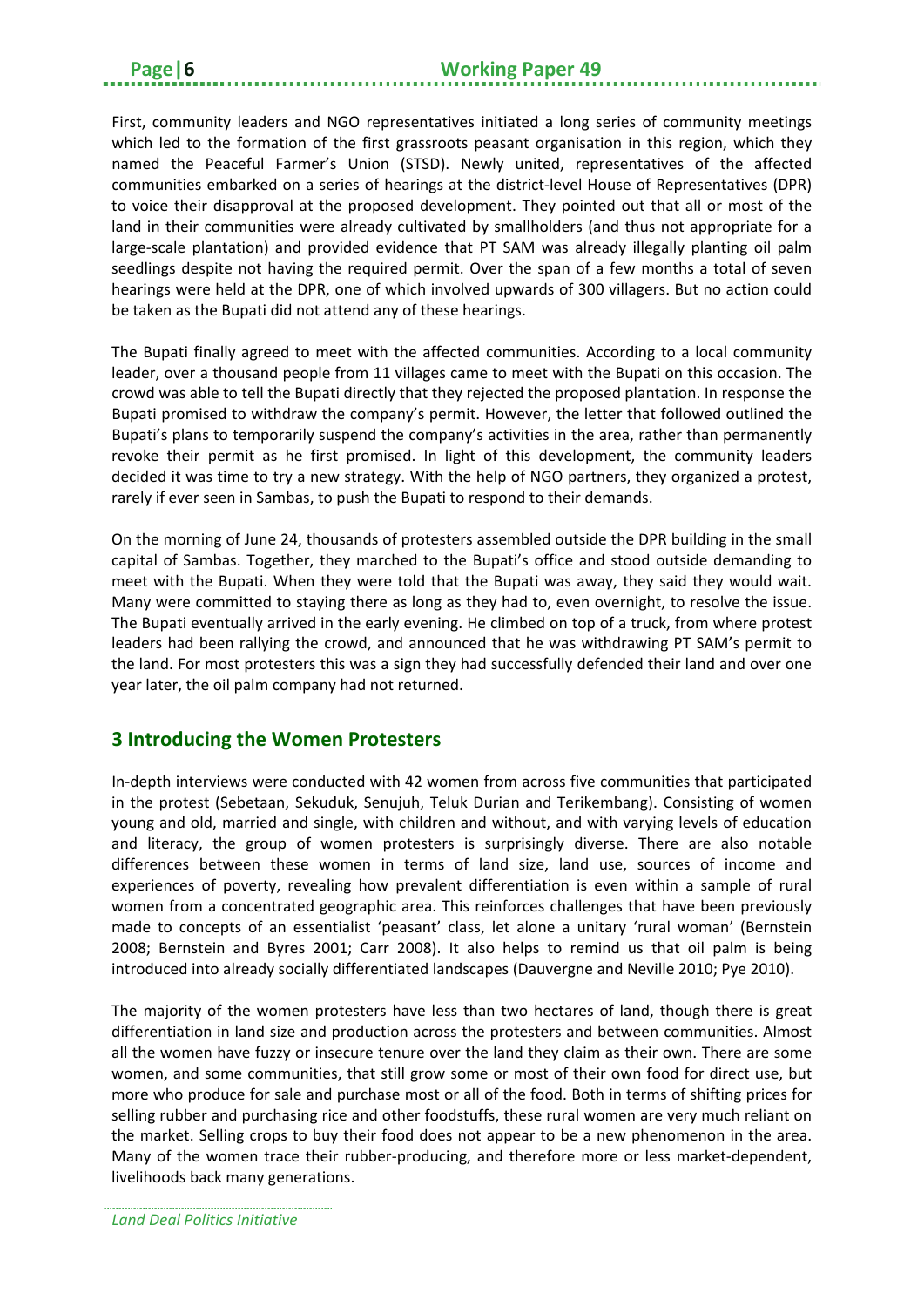First, community leaders and NGO representatives initiated a long series of community meetings which led to the formation of the first grassroots peasant organisation in this region, which they named the Peaceful Farmer's Union (STSD). Newly united, representatives of the affected communities embarked on a series of hearings at the district-level House of Representatives (DPR) to voice their disapproval at the proposed development. They pointed out that all or most of the land in their communities were already cultivated by smallholders (and thus not appropriate for a large-scale plantation) and provided evidence that PT SAM was already illegally planting oil palm seedlings despite not having the required permit. Over the span of a few months a total of seven hearings were held at the DPR, one of which involved upwards of 300 villagers. But no action could be taken as the Bupati did not attend any of these hearings.

The Bupati finally agreed to meet with the affected communities. According to a local community leader, over a thousand people from 11 villages came to meet with the Bupati on this occasion. The crowd was able to tell the Bupati directly that they rejected the proposed plantation. In response the Bupati promised to withdraw the company's permit. However, the letter that followed outlined the Bupati's plans to temporarily suspend the company's activities in the area, rather than permanently revoke their permit as he first promised. In light of this development, the community leaders decided it was time to try a new strategy. With the help of NGO partners, they organized a protest, rarely if ever seen in Sambas, to push the Bupati to respond to their demands.

On the morning of June 24, thousands of protesters assembled outside the DPR building in the small capital of Sambas. Together, they marched to the Bupati's office and stood outside demanding to meet with the Bupati. When they were told that the Bupati was away, they said they would wait. Many were committed to staying there as long as they had to, even overnight, to resolve the issue. The Bupati eventually arrived in the early evening. He climbed on top of a truck, from where protest leaders had been rallying the crowd, and announced that he was withdrawing PT SAM's permit to the land. For most protesters this was a sign they had successfully defended their land and over one year later, the oil palm company had not returned.

## 3 Introducing the Women Protesters

In-depth interviews were conducted with 42 women from across five communities that participated in the protest (Sebetaan, Sekuduk, Senujuh, Teluk Durian and Terikembang). Consisting of women young and old, married and single, with children and without, and with varying levels of education and literacy, the group of women protesters is surprisingly diverse. There are also notable differences between these women in terms of land size, land use, sources of income and experiences of poverty, revealing how prevalent differentiation is even within a sample of rural women from a concentrated geographic area. This reinforces challenges that have been previously made to concepts of an essentialist 'peasant' class, let alone a unitary 'rural woman' (Bernstein 2008; Bernstein and Byres 2001; Carr 2008). It also helps to remind us that oil palm is being introduced into already socially differentiated landscapes (Dauvergne and Neville 2010; Pye 2010).

The majority of the women protesters have less than two hectares of land, though there is great differentiation in land size and production across the protesters and between communities. Almost all the women have fuzzy or insecure tenure over the land they claim as their own. There are some women, and some communities, that still grow some or most of their own food for direct use, but more who produce for sale and purchase most or all of the food. Both in terms of shifting prices for selling rubber and purchasing rice and other foodstuffs, these rural women are very much reliant on the market. Selling crops to buy their food does not appear to be a new phenomenon in the area. Many of the women trace their rubber-producing, and therefore more or less market-dependent, livelihoods back many generations.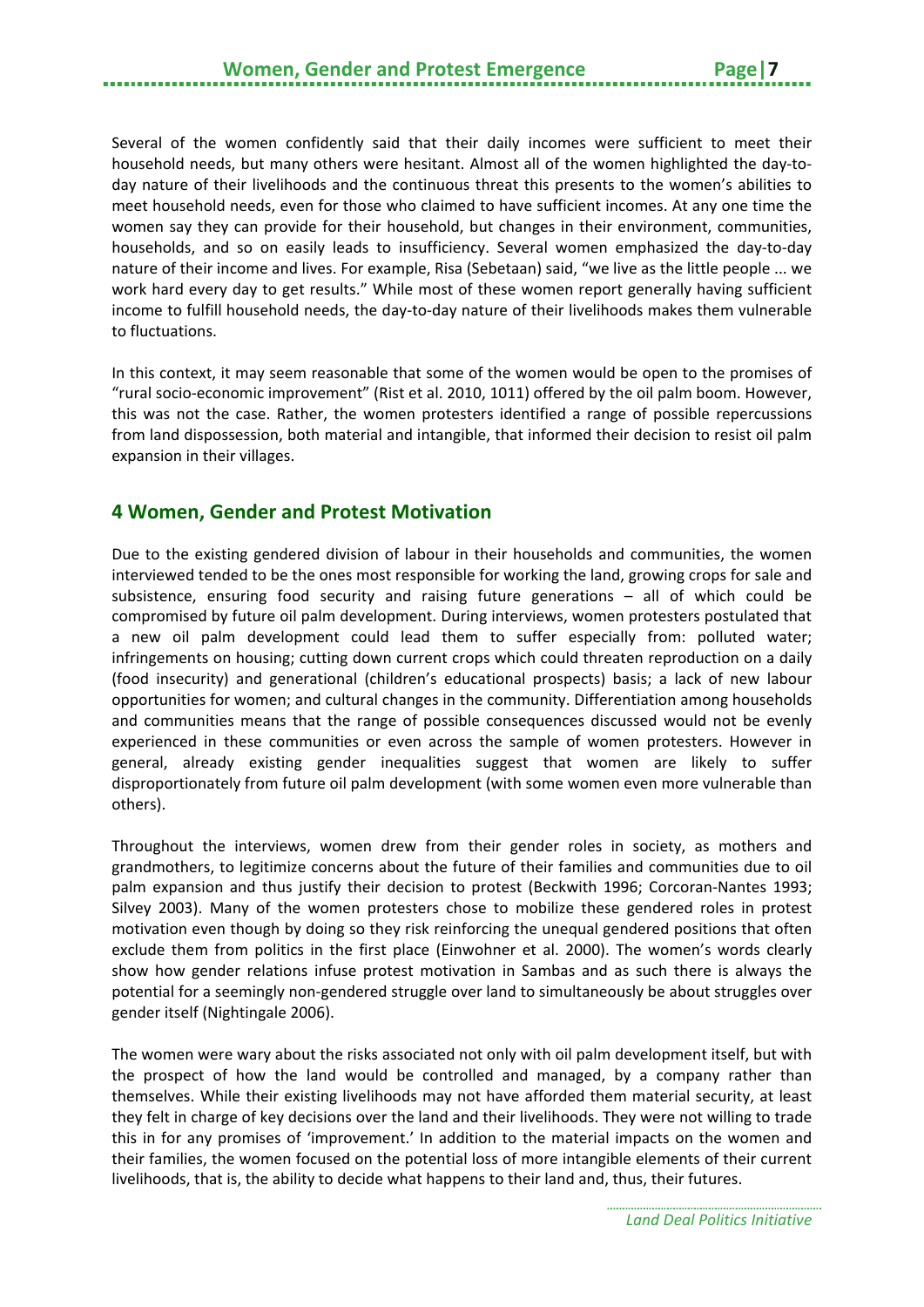Several of the women confidently said that their daily incomes were sufficient to meet their household needs, but many others were hesitant. Almost all of the women highlighted the day-to-day nature of their livelihoods and the continuous threat this presents to the women's abilities to meet household needs, even for those who claimed to have sufficient incomes. At any one time the women say they can provide for their household, but changes in their environment, communities, households, and so on easily leads to insufficiency. Several women emphasized the day-to-day nature of their income and lives. For example, Risa (Sebetaan) said, "we live as the little people ... we work hard every day to get results." While most of these women report generally having sufficient income to fulfill household needs, the day-to-day nature of their livelihoods makes them vulnerable to fluctuations.

In this context, it may seem reasonable that some of the women would be open to the promises of "rural socio-economic improvement" (Rist et al. 2010, 1011) offered by the oil palm boom. However, this was not the case. Rather, the women protesters identified a range of possible repercussions from land dispossession, both material and intangible, that informed their decision to resist oil palm expansion in their villages.

## 4 Women, Gender and Protest Motivation

Due to the existing gendered division of labour in their households and communities, the women interviewed tended to be the ones most responsible for working the land, growing crops for sale and subsistence, ensuring food security and raising future generations – all of which could be compromised by future oil palm development. During interviews, women protesters postulated that a new oil palm development could lead them to suffer especially from: polluted water; infringements on housing; cutting down current crops which could threaten reproduction on a daily (food insecurity) and generational (children's educational prospects) basis; a lack of new labour opportunities for women; and cultural changes in the community. Differentiation among households and communities means that the range of possible consequences discussed would not be evenly experienced in these communities or even across the sample of women protesters. However in general, already existing gender inequalities suggest that women are likely to suffer disproportionately from future oil palm development (with some women even more vulnerable than others).

Throughout the interviews, women drew from their gender roles in society, as mothers and grandmothers, to legitimize concerns about the future of their families and communities due to oil palm expansion and thus justify their decision to protest (Beckwith 1996; Corcoran-Nantes 1993; Silvey 2003). Many of the women protesters chose to mobilize these gendered roles in protest motivation even though by doing so they risk reinforcing the unequal gendered positions that often exclude them from politics in the first place (Einwohner et al. 2000). The women's words clearly show how gender relations infuse protest motivation in Sambas and as such there is always the potential for a seemingly non-gendered struggle over land to simultaneously be about struggles over gender itself (Nightingale 2006).

The women were wary about the risks associated not only with oil palm development itself, but with the prospect of how the land would be controlled and managed, by a company rather than themselves. While their existing livelihoods may not have afforded them material security, at least they felt in charge of key decisions over the land and their livelihoods. They were not willing to trade this in for any promises of 'improvement.' In addition to the material impacts on the women and their families, the women focused on the potential loss of more intangible elements of their current livelihoods, that is, the ability to decide what happens to their land and, thus, their futures.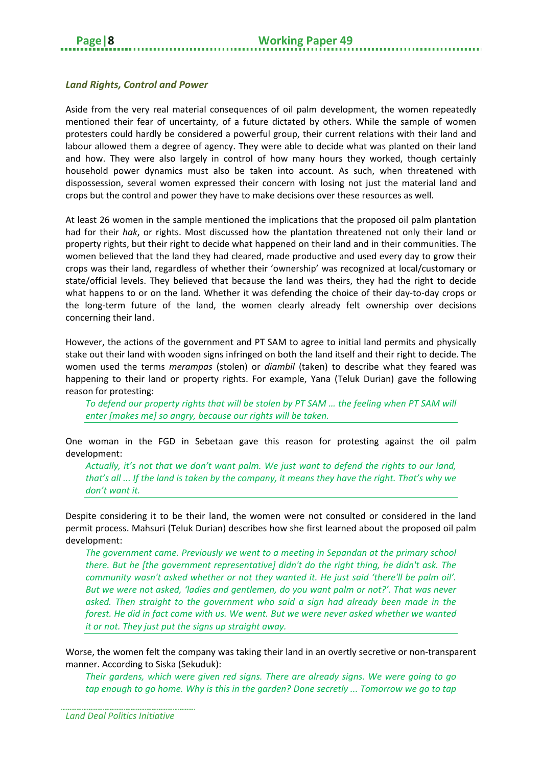### *Land Rights, Control and Power*

Aside from the very real material consequences of oil palm development, the women repeatedly mentioned their fear of uncertainty, of a future dictated by others. While the sample of women protesters could hardly be considered a powerful group, their current relations with their land and labour allowed them a degree of agency. They were able to decide what was planted on their land and how. They were also largely in control of how many hours they worked, though certainly household power dynamics must also be taken into account. As such, when threatened with dispossession, several women expressed their concern with losing not just the material land and crops but the control and power they have to make decisions over these resources as well.

At least 26 women in the sample mentioned the implications that the proposed oil palm plantation had for their *hak*, or rights. Most discussed how the plantation threatened not only their land or property rights, but their right to decide what happened on their land and in their communities. The women believed that the land they had cleared, made productive and used every day to grow their crops was their land, regardless of whether their 'ownership' was recognized at local/customary or state/official levels. They believed that because the land was theirs, they had the right to decide what happens to or on the land. Whether it was defending the choice of their day-to-day crops or the long-term future of the land, the women clearly already felt ownership over decisions concerning their land.

However, the actions of the government and PT SAM to agree to initial land permits and physically stake out their land with wooden signs infringed on both the land itself and their right to decide. The women used the terms *merampas* (stolen) or *diambil* (taken) to describe what they feared was happening to their land or property rights. For example, Yana (Teluk Durian) gave the following reason for protesting:

> *To defend our property rights that will be stolen by PT SAM … the feeling when PT SAM will enter [makes me] so angry, because our rights will be taken.*

One woman in the FGD in Sebetaan gave this reason for protesting against the oil palm development:

> *Actually, it's not that we don't want palm. We just want to defend the rights to our land, that's all ... If the land is taken by the company, it means they have the right. That's why we don't want it.*

Despite considering it to be their land, the women were not consulted or considered in the land permit process. Mahsuri (Teluk Durian) describes how she first learned about the proposed oil palm development:

> *The government came. Previously we went to a meeting in Sepandan at the primary school there. But he [the government representative] didn't do the right thing, he didn't ask. The community wasn't asked whether or not they wanted it. He just said 'there'll be palm oil'. But we were not asked, 'ladies and gentlemen, do you want palm or not?'. That was never asked. Then straight to the government who said a sign had already been made in the forest. He did in fact come with us. We went. But we were never asked whether we wanted it or not. They just put the signs up straight away.*

Worse, the women felt the company was taking their land in an overtly secretive or non-transparent manner. According to Siska (Sekuduk):

> *Their gardens, which were given red signs. There are already signs. We were going to go tap enough to go home. Why is this in the garden? Done secretly ... Tomorrow we go to tap*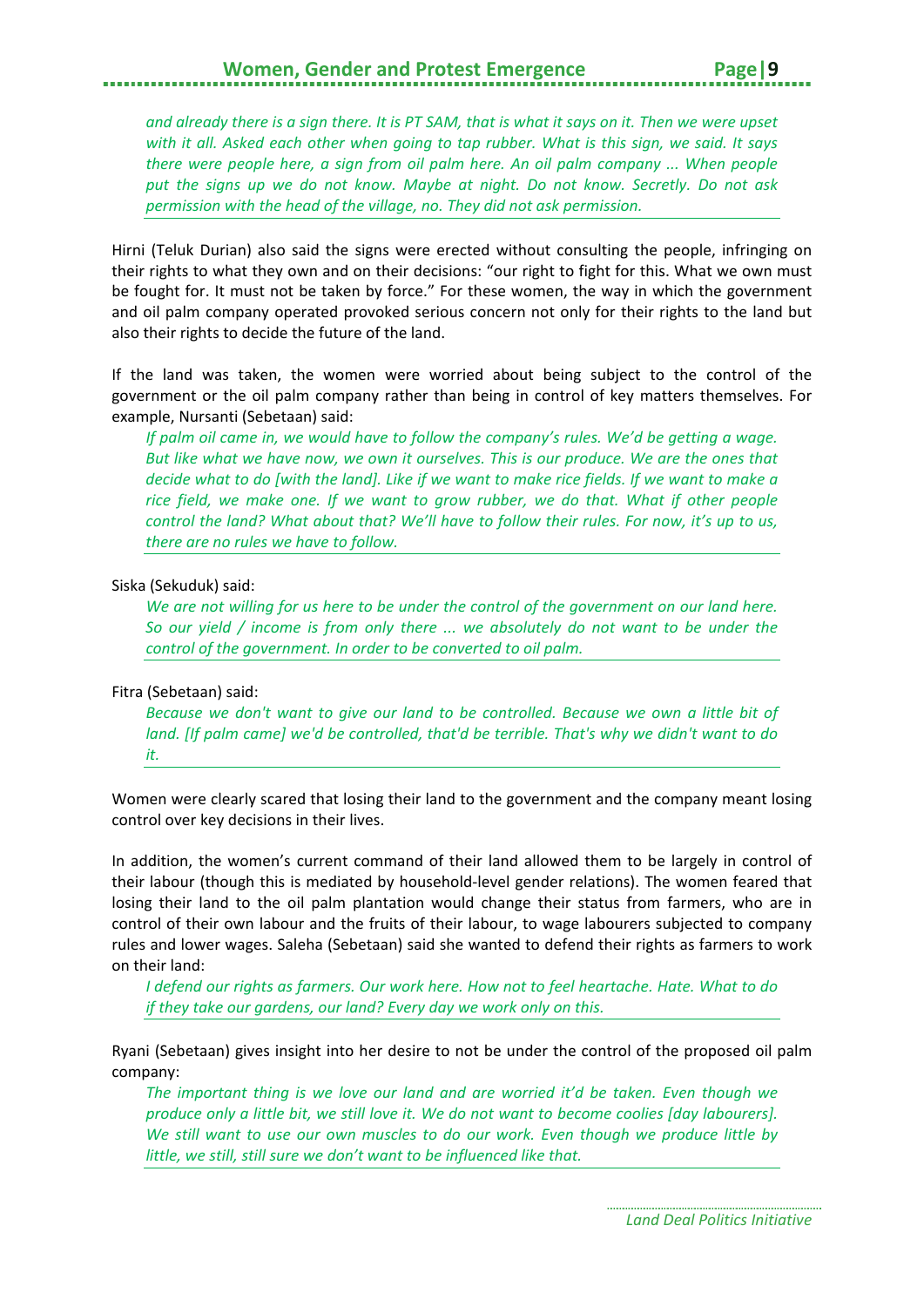*and already there is a sign there. It is PT SAM, that is what it says on it. Then we were upset with it all. Asked each other when going to tap rubber. What is this sign, we said. It says there were people here, a sign from oil palm here. An oil palm company ... When people put the signs up we do not know. Maybe at night. Do not know. Secretly. Do not ask permission with the head of the village, no. They did not ask permission.*

Hirni (Teluk Durian) also said the signs were erected without consulting the people, infringing on their rights to what they own and on their decisions: "our right to fight for this. What we own must be fought for. It must not be taken by force." For these women, the way in which the government and oil palm company operated provoked serious concern not only for their rights to the land but also their rights to decide the future of the land.

If the land was taken, the women were worried about being subject to the control of the government or the oil palm company rather than being in control of key matters themselves. For example, Nursanti (Sebetaan) said:

*If palm oil came in, we would have to follow the company's rules. We'd be getting a wage. But like what we have now, we own it ourselves. This is our produce. We are the ones that decide what to do [with the land]. Like if we want to make rice fields. If we want to make a rice field, we make one. If we want to grow rubber, we do that. What if other people control the land? What about that? We'll have to follow their rules. For now, it's up to us, there are no rules we have to follow.*

Siska (Sekuduk) said:

*We are not willing for us here to be under the control of the government on our land here. So our yield / income is from only there ... we absolutely do not want to be under the control of the government. In order to be converted to oil palm.*

Fitra (Sebetaan) said:

*Because we don't want to give our land to be controlled. Because we own a little bit of land. [If palm came] we'd be controlled, that'd be terrible. That's why we didn't want to do it.*

Women were clearly scared that losing their land to the government and the company meant losing control over key decisions in their lives.

In addition, the women's current command of their land allowed them to be largely in control of their labour (though this is mediated by household-level gender relations). The women feared that losing their land to the oil palm plantation would change their status from farmers, who are in control of their own labour and the fruits of their labour, to wage labourers subjected to company rules and lower wages. Saleha (Sebetaan) said she wanted to defend their rights as farmers to work on their land:

*I defend our rights as farmers. Our work here. How not to feel heartache. Hate. What to do if they take our gardens, our land? Every day we work only on this.*

Ryani (Sebetaan) gives insight into her desire to not be under the control of the proposed oil palm company:

*The important thing is we love our land and are worried it'd be taken. Even though we produce only a little bit, we still love it. We do not want to become coolies [day labourers]. We still want to use our own muscles to do our work. Even though we produce little by little, we still, still sure we don't want to be influenced like that.*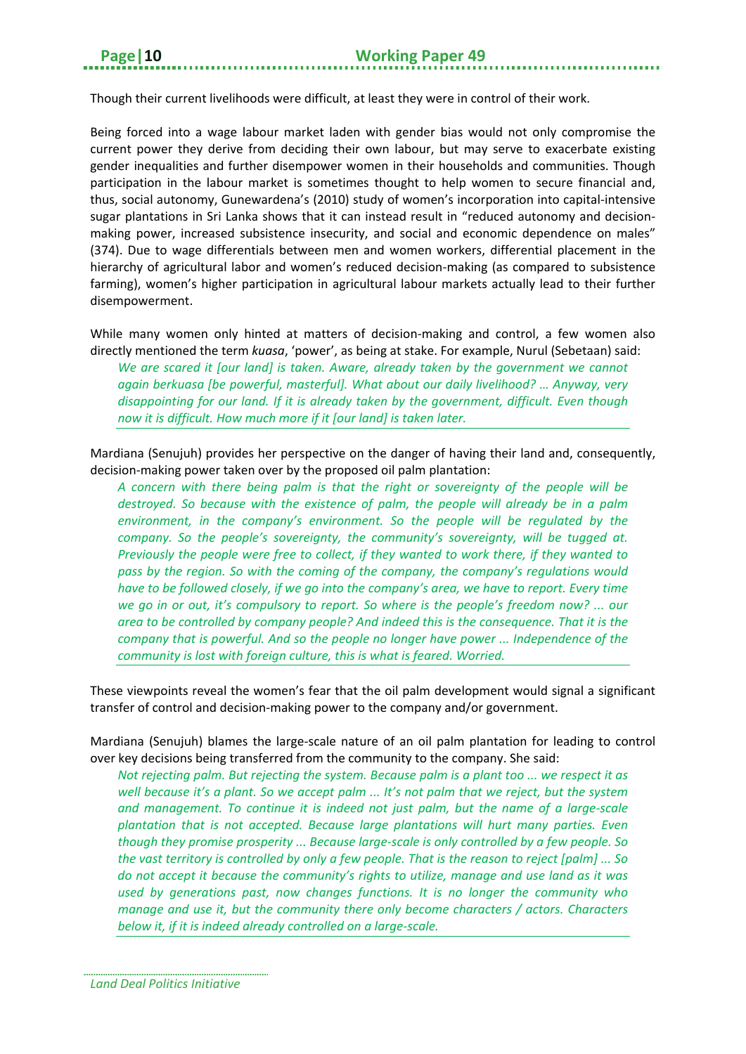Though their current livelihoods were difficult, at least they were in control of their work.

Being forced into a wage labour market laden with gender bias would not only compromise the current power they derive from deciding their own labour, but may serve to exacerbate existing gender inequalities and further disempower women in their households and communities. Though participation in the labour market is sometimes thought to help women to secure financial and, thus, social autonomy, Gunewardena's (2010) study of women's incorporation into capital-intensive sugar plantations in Sri Lanka shows that it can instead result in "reduced autonomy and decision-making power, increased subsistence insecurity, and social and economic dependence on males" (374). Due to wage differentials between men and women workers, differential placement in the hierarchy of agricultural labor and women's reduced decision-making (as compared to subsistence farming), women's higher participation in agricultural labour markets actually lead to their further disempowerment.

While many women only hinted at matters of decision-making and control, a few women also directly mentioned the term *kuasa*, 'power', as being at stake. For example, Nurul (Sebetaan) said:

> *We are scared it [our land] is taken. Aware, already taken by the government we cannot again berkuasa [be powerful, masterful]. What about our daily livelihood? … Anyway, very disappointing for our land. If it is already taken by the government, difficult. Even though now it is difficult. How much more if it [our land] is taken later.*

Mardiana (Senujuh) provides her perspective on the danger of having their land and, consequently, decision-making power taken over by the proposed oil palm plantation:

> *A concern with there being palm is that the right or sovereignty of the people will be destroyed. So because with the existence of palm, the people will already be in a palm environment, in the company's environment. So the people will be regulated by the company. So the people's sovereignty, the community's sovereignty, will be tugged at. Previously the people were free to collect, if they wanted to work there, if they wanted to pass by the region. So with the coming of the company, the company's regulations would have to be followed closely, if we go into the company's area, we have to report. Every time we go in or out, it's compulsory to report. So where is the people's freedom now? ... our area to be controlled by company people? And indeed this is the consequence. That it is the company that is powerful. And so the people no longer have power ... Independence of the community is lost with foreign culture, this is what is feared. Worried.*

These viewpoints reveal the women's fear that the oil palm development would signal a significant transfer of control and decision-making power to the company and/or government.

Mardiana (Senujuh) blames the large-scale nature of an oil palm plantation for leading to control over key decisions being transferred from the community to the company. She said:

> *Not rejecting palm. But rejecting the system. Because palm is a plant too ... we respect it as well because it's a plant. So we accept palm ... It's not palm that we reject, but the system and management. To continue it is indeed not just palm, but the name of a large-scale plantation that is not accepted. Because large plantations will hurt many parties. Even though they promise prosperity ... Because large-scale is only controlled by a few people. So the vast territory is controlled by only a few people. That is the reason to reject [palm] ... So do not accept it because the community's rights to utilize, manage and use land as it was used by generations past, now changes functions. It is no longer the community who manage and use it, but the community there only become characters / actors. Characters below it, if it is indeed already controlled on a large-scale.*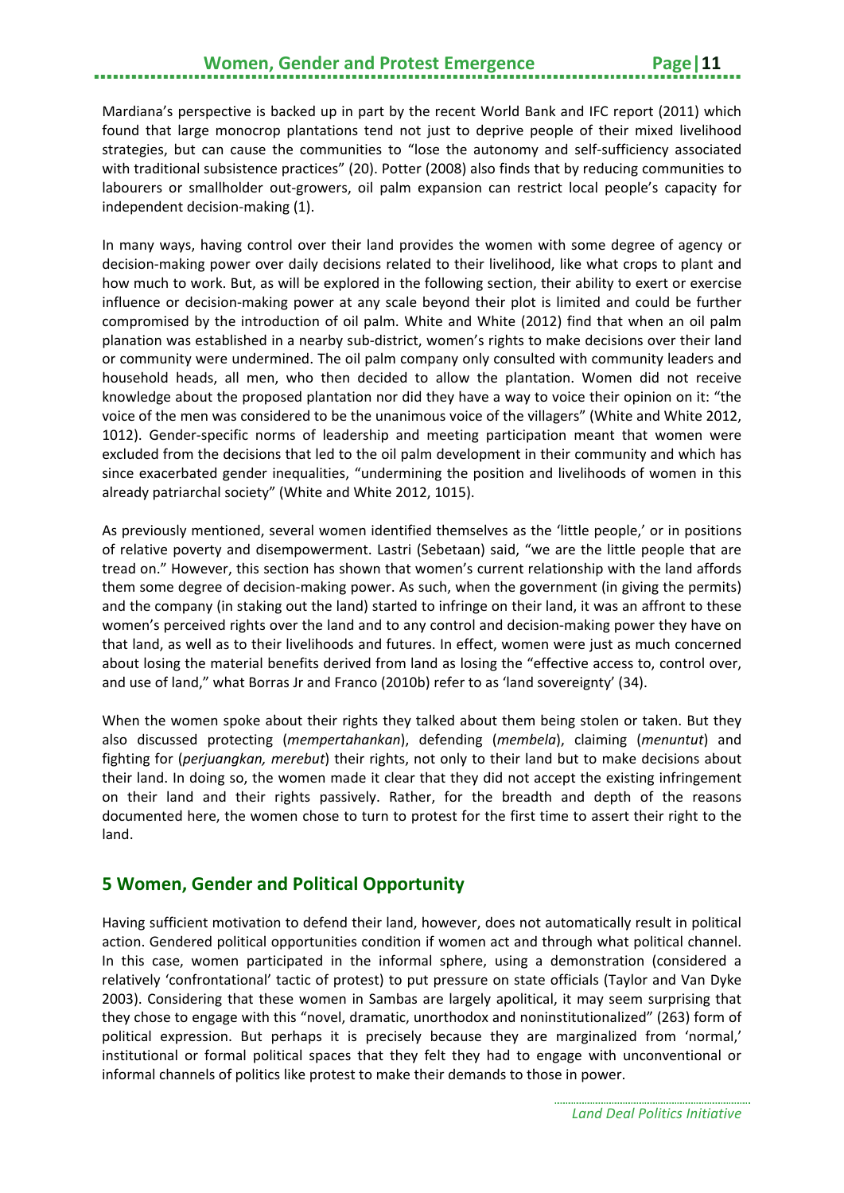Mardiana's perspective is backed up in part by the recent World Bank and IFC report (2011) which found that large monocrop plantations tend not just to deprive people of their mixed livelihood strategies, but can cause the communities to "lose the autonomy and self-sufficiency associated with traditional subsistence practices" (20). Potter (2008) also finds that by reducing communities to labourers or smallholder out-growers, oil palm expansion can restrict local people's capacity for independent decision-making (1).

In many ways, having control over their land provides the women with some degree of agency or decision-making power over daily decisions related to their livelihood, like what crops to plant and how much to work. But, as will be explored in the following section, their ability to exert or exercise influence or decision-making power at any scale beyond their plot is limited and could be further compromised by the introduction of oil palm. White and White (2012) find that when an oil palm planation was established in a nearby sub-district, women's rights to make decisions over their land or community were undermined. The oil palm company only consulted with community leaders and household heads, all men, who then decided to allow the plantation. Women did not receive knowledge about the proposed plantation nor did they have a way to voice their opinion on it: "the voice of the men was considered to be the unanimous voice of the villagers" (White and White 2012, 1012). Gender-specific norms of leadership and meeting participation meant that women were excluded from the decisions that led to the oil palm development in their community and which has since exacerbated gender inequalities, "undermining the position and livelihoods of women in this already patriarchal society" (White and White 2012, 1015).

As previously mentioned, several women identified themselves as the 'little people,' or in positions of relative poverty and disempowerment. Lastri (Sebetaan) said, "we are the little people that are tread on." However, this section has shown that women's current relationship with the land affords them some degree of decision-making power. As such, when the government (in giving the permits) and the company (in staking out the land) started to infringe on their land, it was an affront to these women's perceived rights over the land and to any control and decision-making power they have on that land, as well as to their livelihoods and futures. In effect, women were just as much concerned about losing the material benefits derived from land as losing the "effective access to, control over, and use of land," what Borras Jr and Franco (2010b) refer to as 'land sovereignty' (34).

When the women spoke about their rights they talked about them being stolen or taken. But they also discussed protecting (*mempertahankan*), defending (*membela*), claiming (*menuntut*) and fighting for (*perjuangkan, merebut*) their rights, not only to their land but to make decisions about their land. In doing so, the women made it clear that they did not accept the existing infringement on their land and their rights passively. Rather, for the breadth and depth of the reasons documented here, the women chose to turn to protest for the first time to assert their right to the land.

## 5 Women, Gender and Political Opportunity

Having sufficient motivation to defend their land, however, does not automatically result in political action. Gendered political opportunities condition if women act and through what political channel. In this case, women participated in the informal sphere, using a demonstration (considered a relatively 'confrontational' tactic of protest) to put pressure on state officials (Taylor and Van Dyke 2003). Considering that these women in Sambas are largely apolitical, it may seem surprising that they chose to engage with this "novel, dramatic, unorthodox and noninstitutionalized" (263) form of political expression. But perhaps it is precisely because they are marginalized from 'normal,' institutional or formal political spaces that they felt they had to engage with unconventional or informal channels of politics like protest to make their demands to those in power.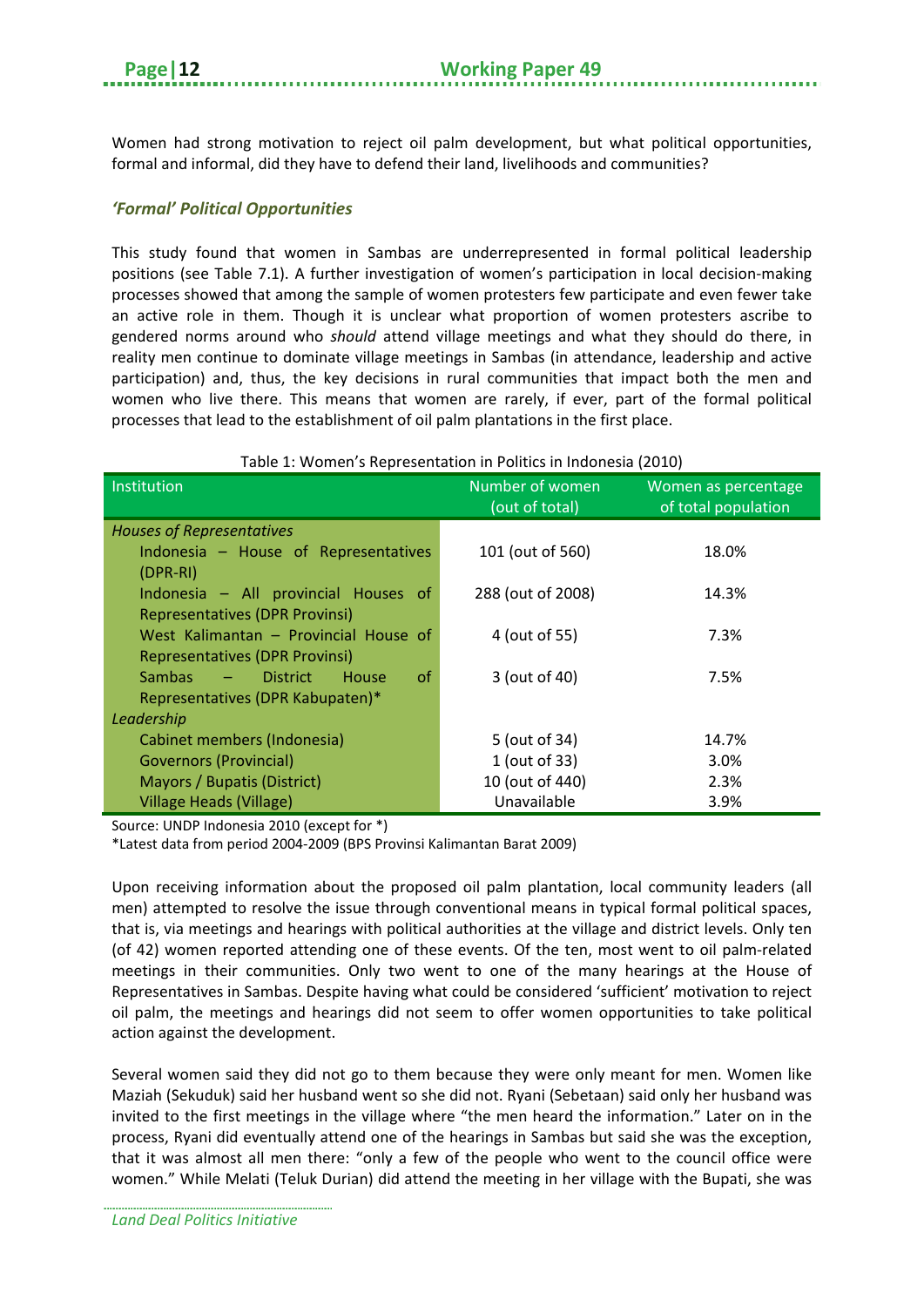Women had strong motivation to reject oil palm development, but what political opportunities, formal and informal, did they have to defend their land, livelihoods and communities?

### *'Formal' Political Opportunities*

This study found that women in Sambas are underrepresented in formal political leadership positions (see Table 7.1). A further investigation of women's participation in local decision-making processes showed that among the sample of women protesters few participate and even fewer take an active role in them. Though it is unclear what proportion of women protesters ascribe to gendered norms around who *should* attend village meetings and what they should do there, in reality men continue to dominate village meetings in Sambas (in attendance, leadership and active participation) and, thus, the key decisions in rural communities that impact both the men and women who live there. This means that women are rarely, if ever, part of the formal political processes that lead to the establishment of oil palm plantations in the first place.

Table 1: Women's Representation in Politics in Indonesia (2010)

| Institution | Number of women (out of total) | Women as percentage of total population |
|---|---|---|
| *Houses of Representatives* | | |
| Indonesia – House of Representatives (DPR-RI) | 101 (out of 560) | 18.0% |
| Indonesia – All provincial Houses of Representatives (DPR Provinsi) | 288 (out of 2008) | 14.3% |
| West Kalimantan – Provincial House of Representatives (DPR Provinsi) | 4 (out of 55) | 7.3% |
| Sambas – District House of Representatives (DPR Kabupaten)* | 3 (out of 40) | 7.5% |
| *Leadership* | | |
| Cabinet members (Indonesia) | 5 (out of 34) | 14.7% |
| Governors (Provincial) | 1 (out of 33) | 3.0% |
| Mayors / Bupatis (District) | 10 (out of 440) | 2.3% |
| Village Heads (Village) | Unavailable | 3.9% |

Source: UNDP Indonesia 2010 (except for *)
*Latest data from period 2004-2009 (BPS Provinsi Kalimantan Barat 2009)

Upon receiving information about the proposed oil palm plantation, local community leaders (all men) attempted to resolve the issue through conventional means in typical formal political spaces, that is, via meetings and hearings with political authorities at the village and district levels. Only ten (of 42) women reported attending one of these events. Of the ten, most went to oil palm-related meetings in their communities. Only two went to one of the many hearings at the House of Representatives in Sambas. Despite having what could be considered 'sufficient' motivation to reject oil palm, the meetings and hearings did not seem to offer women opportunities to take political action against the development.

Several women said they did not go to them because they were only meant for men. Women like Maziah (Sekuduk) said her husband went so she did not. Ryani (Sebetaan) said only her husband was invited to the first meetings in the village where "the men heard the information." Later on in the process, Ryani did eventually attend one of the hearings in Sambas but said she was the exception, that it was almost all men there: "only a few of the people who went to the council office were women." While Melati (Teluk Durian) did attend the meeting in her village with the Bupati, she was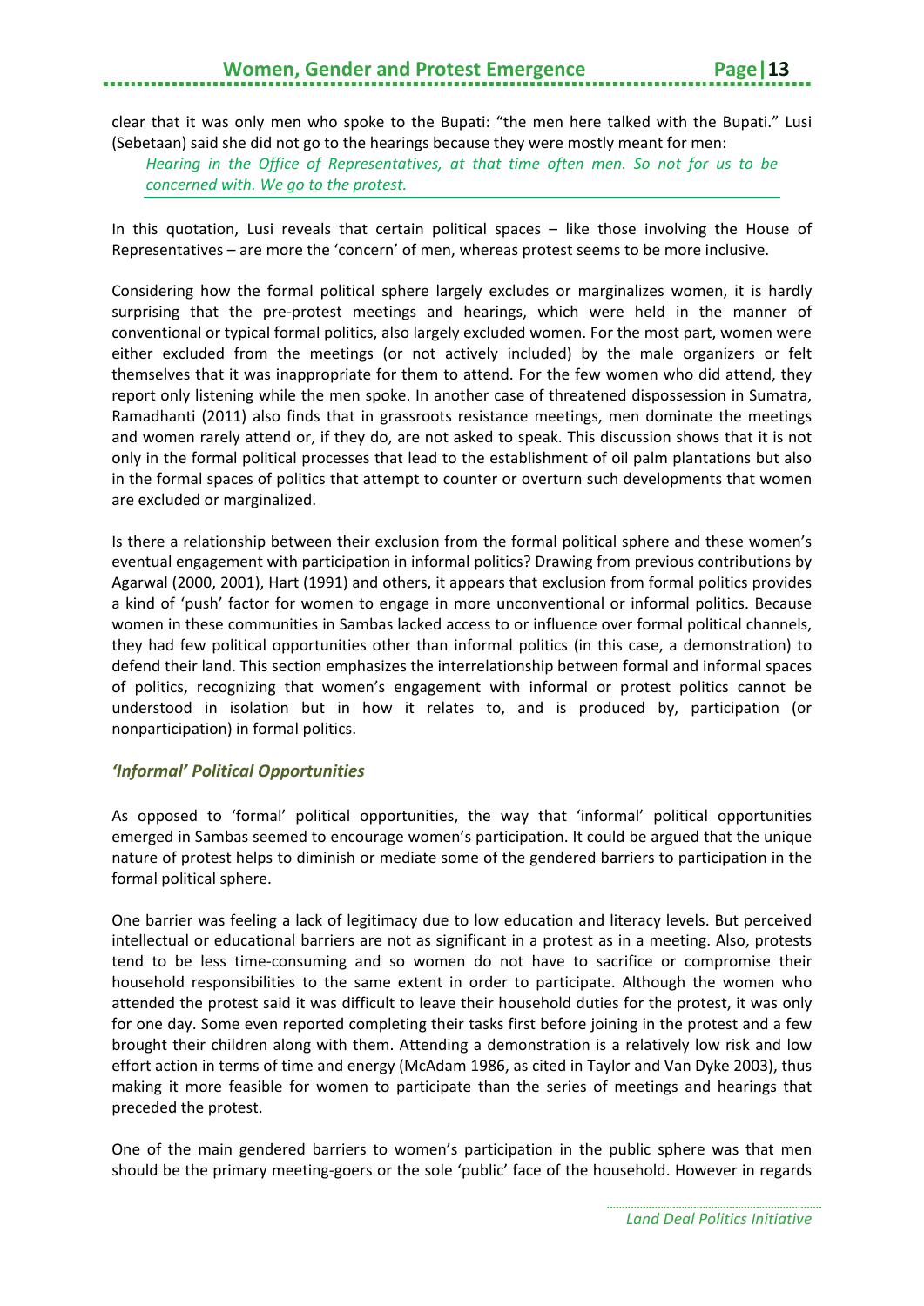clear that it was only men who spoke to the Bupati: "the men here talked with the Bupati." Lusi (Sebetaan) said she did not go to the hearings because they were mostly meant for men:

> *Hearing in the Office of Representatives, at that time often men. So not for us to be concerned with. We go to the protest.*

In this quotation, Lusi reveals that certain political spaces – like those involving the House of Representatives – are more the 'concern' of men, whereas protest seems to be more inclusive.

Considering how the formal political sphere largely excludes or marginalizes women, it is hardly surprising that the pre-protest meetings and hearings, which were held in the manner of conventional or typical formal politics, also largely excluded women. For the most part, women were either excluded from the meetings (or not actively included) by the male organizers or felt themselves that it was inappropriate for them to attend. For the few women who did attend, they report only listening while the men spoke. In another case of threatened dispossession in Sumatra, Ramadhanti (2011) also finds that in grassroots resistance meetings, men dominate the meetings and women rarely attend or, if they do, are not asked to speak. This discussion shows that it is not only in the formal political processes that lead to the establishment of oil palm plantations but also in the formal spaces of politics that attempt to counter or overturn such developments that women are excluded or marginalized.

Is there a relationship between their exclusion from the formal political sphere and these women's eventual engagement with participation in informal politics? Drawing from previous contributions by Agarwal (2000, 2001), Hart (1991) and others, it appears that exclusion from formal politics provides a kind of 'push' factor for women to engage in more unconventional or informal politics. Because women in these communities in Sambas lacked access to or influence over formal political channels, they had few political opportunities other than informal politics (in this case, a demonstration) to defend their land. This section emphasizes the interrelationship between formal and informal spaces of politics, recognizing that women's engagement with informal or protest politics cannot be understood in isolation but in how it relates to, and is produced by, participation (or nonparticipation) in formal politics.

### *'Informal' Political Opportunities*

As opposed to 'formal' political opportunities, the way that 'informal' political opportunities emerged in Sambas seemed to encourage women's participation. It could be argued that the unique nature of protest helps to diminish or mediate some of the gendered barriers to participation in the formal political sphere.

One barrier was feeling a lack of legitimacy due to low education and literacy levels. But perceived intellectual or educational barriers are not as significant in a protest as in a meeting. Also, protests tend to be less time-consuming and so women do not have to sacrifice or compromise their household responsibilities to the same extent in order to participate. Although the women who attended the protest said it was difficult to leave their household duties for the protest, it was only for one day. Some even reported completing their tasks first before joining in the protest and a few brought their children along with them. Attending a demonstration is a relatively low risk and low effort action in terms of time and energy (McAdam 1986, as cited in Taylor and Van Dyke 2003), thus making it more feasible for women to participate than the series of meetings and hearings that preceded the protest.

One of the main gendered barriers to women's participation in the public sphere was that men should be the primary meeting-goers or the sole 'public' face of the household. However in regards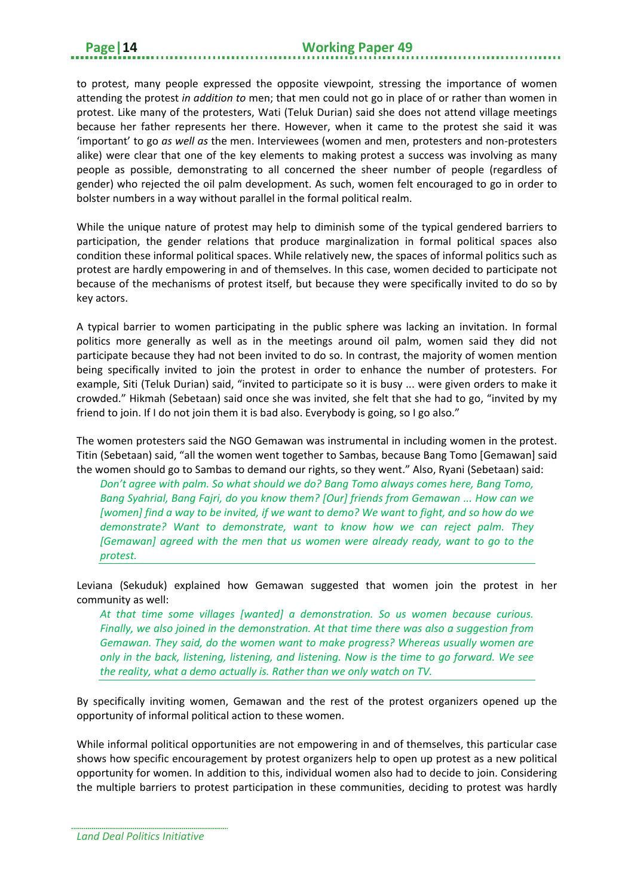to protest, many people expressed the opposite viewpoint, stressing the importance of women attending the protest *in addition to* men; that men could not go in place of or rather than women in protest. Like many of the protesters, Wati (Teluk Durian) said she does not attend village meetings because her father represents her there. However, when it came to the protest she said it was 'important' to go *as well as* the men. Interviewees (women and men, protesters and non-protesters alike) were clear that one of the key elements to making protest a success was involving as many people as possible, demonstrating to all concerned the sheer number of people (regardless of gender) who rejected the oil palm development. As such, women felt encouraged to go in order to bolster numbers in a way without parallel in the formal political realm.

While the unique nature of protest may help to diminish some of the typical gendered barriers to participation, the gender relations that produce marginalization in formal political spaces also condition these informal political spaces. While relatively new, the spaces of informal politics such as protest are hardly empowering in and of themselves. In this case, women decided to participate not because of the mechanisms of protest itself, but because they were specifically invited to do so by key actors.

A typical barrier to women participating in the public sphere was lacking an invitation. In formal politics more generally as well as in the meetings around oil palm, women said they did not participate because they had not been invited to do so. In contrast, the majority of women mention being specifically invited to join the protest in order to enhance the number of protesters. For example, Siti (Teluk Durian) said, "invited to participate so it is busy ... were given orders to make it crowded." Hikmah (Sebetaan) said once she was invited, she felt that she had to go, "invited by my friend to join. If I do not join them it is bad also. Everybody is going, so I go also."

The women protesters said the NGO Gemawan was instrumental in including women in the protest. Titin (Sebetaan) said, "all the women went together to Sambas, because Bang Tomo [Gemawan] said the women should go to Sambas to demand our rights, so they went." Also, Ryani (Sebetaan) said:

> *Don't agree with palm. So what should we do? Bang Tomo always comes here, Bang Tomo, Bang Syahrial, Bang Fajri, do you know them? [Our] friends from Gemawan ... How can we [women] find a way to be invited, if we want to demo? We want to fight, and so how do we demonstrate? Want to demonstrate, want to know how we can reject palm. They [Gemawan] agreed with the men that us women were already ready, want to go to the protest.*

Leviana (Sekuduk) explained how Gemawan suggested that women join the protest in her community as well:

> *At that time some villages [wanted] a demonstration. So us women because curious. Finally, we also joined in the demonstration. At that time there was also a suggestion from Gemawan. They said, do the women want to make progress? Whereas usually women are only in the back, listening, listening, and listening. Now is the time to go forward. We see the reality, what a demo actually is. Rather than we only watch on TV.*

By specifically inviting women, Gemawan and the rest of the protest organizers opened up the opportunity of informal political action to these women.

While informal political opportunities are not empowering in and of themselves, this particular case shows how specific encouragement by protest organizers help to open up protest as a new political opportunity for women. In addition to this, individual women also had to decide to join. Considering the multiple barriers to protest participation in these communities, deciding to protest was hardly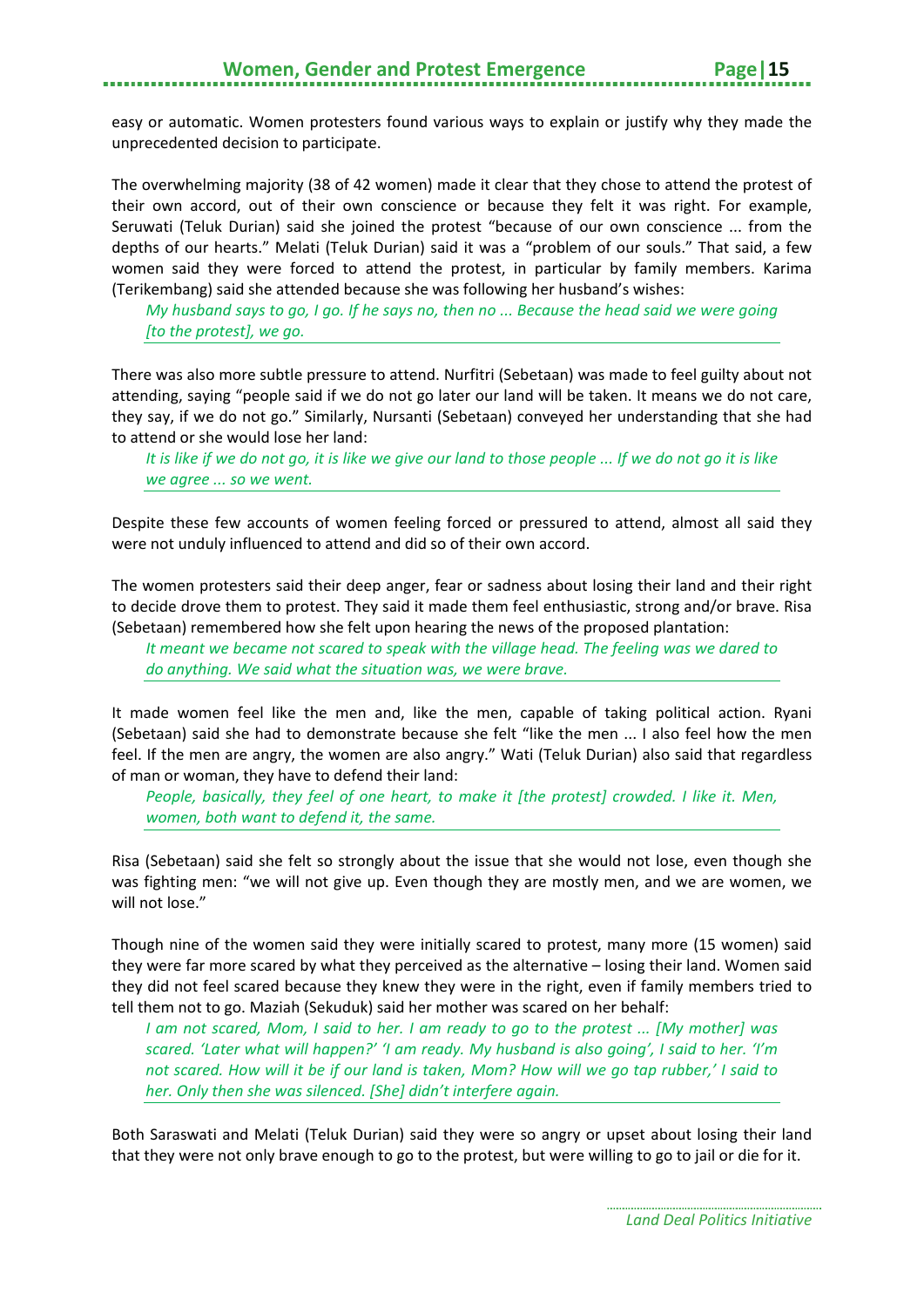easy or automatic. Women protesters found various ways to explain or justify why they made the unprecedented decision to participate.

The overwhelming majority (38 of 42 women) made it clear that they chose to attend the protest of their own accord, out of their own conscience or because they felt it was right. For example, Seruwati (Teluk Durian) said she joined the protest "because of our own conscience ... from the depths of our hearts." Melati (Teluk Durian) said it was a "problem of our souls." That said, a few women said they were forced to attend the protest, in particular by family members. Karima (Terikembang) said she attended because she was following her husband's wishes:

> *My husband says to go, I go. If he says no, then no ... Because the head said we were going [to the protest], we go.*

There was also more subtle pressure to attend. Nurfitri (Sebetaan) was made to feel guilty about not attending, saying "people said if we do not go later our land will be taken. It means we do not care, they say, if we do not go." Similarly, Nursanti (Sebetaan) conveyed her understanding that she had to attend or she would lose her land:

> *It is like if we do not go, it is like we give our land to those people ... If we do not go it is like we agree ... so we went.*

Despite these few accounts of women feeling forced or pressured to attend, almost all said they were not unduly influenced to attend and did so of their own accord.

The women protesters said their deep anger, fear or sadness about losing their land and their right to decide drove them to protest. They said it made them feel enthusiastic, strong and/or brave. Risa (Sebetaan) remembered how she felt upon hearing the news of the proposed plantation:

> *It meant we became not scared to speak with the village head. The feeling was we dared to do anything. We said what the situation was, we were brave.*

It made women feel like the men and, like the men, capable of taking political action. Ryani (Sebetaan) said she had to demonstrate because she felt "like the men ... I also feel how the men feel. If the men are angry, the women are also angry." Wati (Teluk Durian) also said that regardless of man or woman, they have to defend their land:

> *People, basically, they feel of one heart, to make it [the protest] crowded. I like it. Men, women, both want to defend it, the same.*

Risa (Sebetaan) said she felt so strongly about the issue that she would not lose, even though she was fighting men: "we will not give up. Even though they are mostly men, and we are women, we will not lose."

Though nine of the women said they were initially scared to protest, many more (15 women) said they were far more scared by what they perceived as the alternative – losing their land. Women said they did not feel scared because they knew they were in the right, even if family members tried to tell them not to go. Maziah (Sekuduk) said her mother was scared on her behalf:

> *I am not scared, Mom, I said to her. I am ready to go to the protest ... [My mother] was scared. 'Later what will happen?' 'I am ready. My husband is also going', I said to her. 'I'm not scared. How will it be if our land is taken, Mom? How will we go tap rubber,' I said to her. Only then she was silenced. [She] didn't interfere again.*

Both Saraswati and Melati (Teluk Durian) said they were so angry or upset about losing their land that they were not only brave enough to go to the protest, but were willing to go to jail or die for it.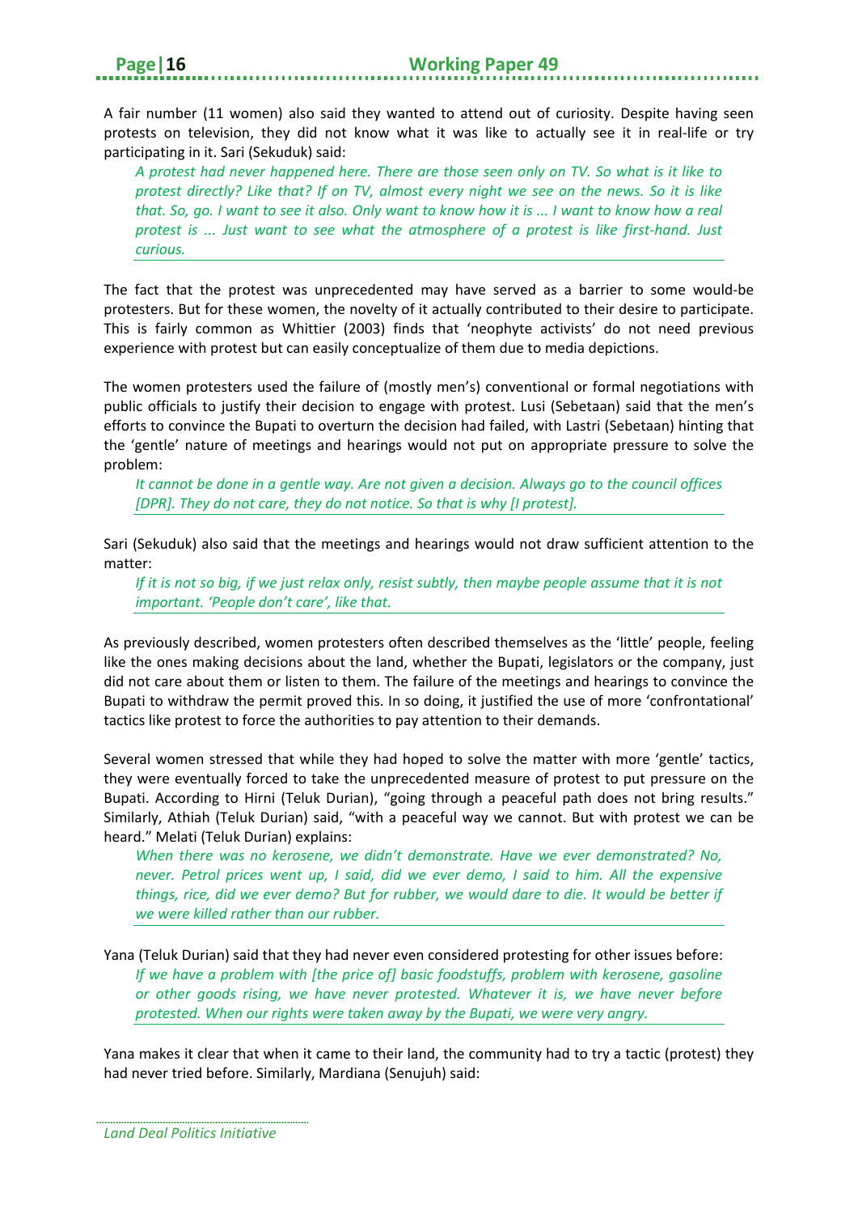A fair number (11 women) also said they wanted to attend out of curiosity. Despite having seen protests on television, they did not know what it was like to actually see it in real-life or try participating in it. Sari (Sekuduk) said:

> *A protest had never happened here. There are those seen only on TV. So what is it like to protest directly? Like that? If on TV, almost every night we see on the news. So it is like that. So, go. I want to see it also. Only want to know how it is ... I want to know how a real protest is ... Just want to see what the atmosphere of a protest is like first-hand. Just curious.*

The fact that the protest was unprecedented may have served as a barrier to some would-be protesters. But for these women, the novelty of it actually contributed to their desire to participate. This is fairly common as Whittier (2003) finds that 'neophyte activists' do not need previous experience with protest but can easily conceptualize of them due to media depictions.

The women protesters used the failure of (mostly men's) conventional or formal negotiations with public officials to justify their decision to engage with protest. Lusi (Sebetaan) said that the men's efforts to convince the Bupati to overturn the decision had failed, with Lastri (Sebetaan) hinting that the 'gentle' nature of meetings and hearings would not put on appropriate pressure to solve the problem:

> *It cannot be done in a gentle way. Are not given a decision. Always go to the council offices [DPR]. They do not care, they do not notice. So that is why [I protest].*

Sari (Sekuduk) also said that the meetings and hearings would not draw sufficient attention to the matter:

> *If it is not so big, if we just relax only, resist subtly, then maybe people assume that it is not important. 'People don't care', like that.*

As previously described, women protesters often described themselves as the 'little' people, feeling like the ones making decisions about the land, whether the Bupati, legislators or the company, just did not care about them or listen to them. The failure of the meetings and hearings to convince the Bupati to withdraw the permit proved this. In so doing, it justified the use of more 'confrontational' tactics like protest to force the authorities to pay attention to their demands.

Several women stressed that while they had hoped to solve the matter with more 'gentle' tactics, they were eventually forced to take the unprecedented measure of protest to put pressure on the Bupati. According to Hirni (Teluk Durian), "going through a peaceful path does not bring results." Similarly, Athiah (Teluk Durian) said, "with a peaceful way we cannot. But with protest we can be heard." Melati (Teluk Durian) explains:

> *When there was no kerosene, we didn't demonstrate. Have we ever demonstrated? No, never. Petrol prices went up, I said, did we ever demo, I said to him. All the expensive things, rice, did we ever demo? But for rubber, we would dare to die. It would be better if we were killed rather than our rubber.*

Yana (Teluk Durian) said that they had never even considered protesting for other issues before:

> *If we have a problem with [the price of] basic foodstuffs, problem with kerosene, gasoline or other goods rising, we have never protested. Whatever it is, we have never before protested. When our rights were taken away by the Bupati, we were very angry.*

Yana makes it clear that when it came to their land, the community had to try a tactic (protest) they had never tried before. Similarly, Mardiana (Senujuh) said: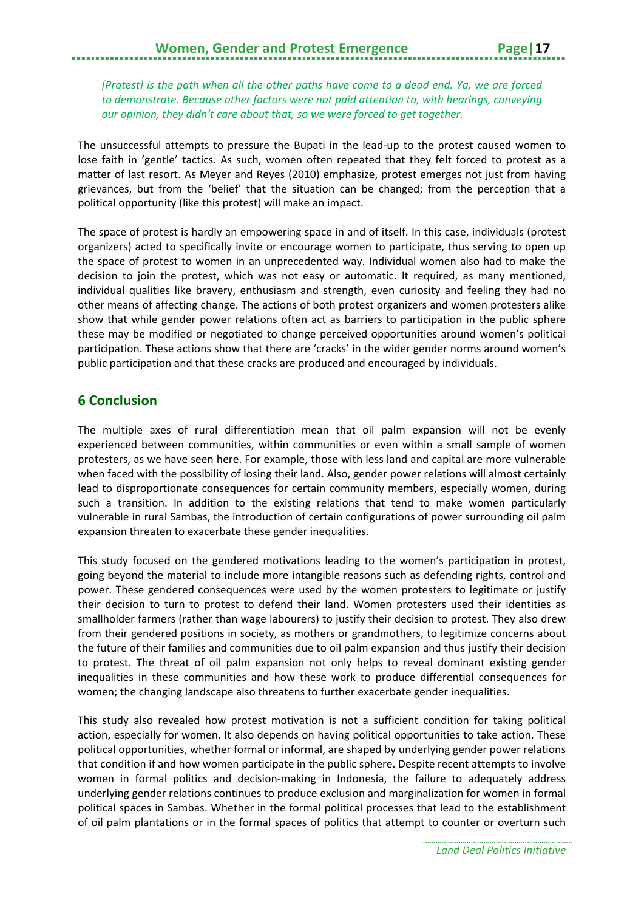*[Protest] is the path when all the other paths have come to a dead end. Ya, we are forced to demonstrate. Because other factors were not paid attention to, with hearings, conveying our opinion, they didn't care about that, so we were forced to get together.*

The unsuccessful attempts to pressure the Bupati in the lead-up to the protest caused women to lose faith in 'gentle' tactics. As such, women often repeated that they felt forced to protest as a matter of last resort. As Meyer and Reyes (2010) emphasize, protest emerges not just from having grievances, but from the 'belief' that the situation can be changed; from the perception that a political opportunity (like this protest) will make an impact.

The space of protest is hardly an empowering space in and of itself. In this case, individuals (protest organizers) acted to specifically invite or encourage women to participate, thus serving to open up the space of protest to women in an unprecedented way. Individual women also had to make the decision to join the protest, which was not easy or automatic. It required, as many mentioned, individual qualities like bravery, enthusiasm and strength, even curiosity and feeling they had no other means of affecting change. The actions of both protest organizers and women protesters alike show that while gender power relations often act as barriers to participation in the public sphere these may be modified or negotiated to change perceived opportunities around women's political participation. These actions show that there are 'cracks' in the wider gender norms around women's public participation and that these cracks are produced and encouraged by individuals.

## 6 Conclusion

The multiple axes of rural differentiation mean that oil palm expansion will not be evenly experienced between communities, within communities or even within a small sample of women protesters, as we have seen here. For example, those with less land and capital are more vulnerable when faced with the possibility of losing their land. Also, gender power relations will almost certainly lead to disproportionate consequences for certain community members, especially women, during such a transition. In addition to the existing relations that tend to make women particularly vulnerable in rural Sambas, the introduction of certain configurations of power surrounding oil palm expansion threaten to exacerbate these gender inequalities.

This study focused on the gendered motivations leading to the women's participation in protest, going beyond the material to include more intangible reasons such as defending rights, control and power. These gendered consequences were used by the women protesters to legitimate or justify their decision to turn to protest to defend their land. Women protesters used their identities as smallholder farmers (rather than wage labourers) to justify their decision to protest. They also drew from their gendered positions in society, as mothers or grandmothers, to legitimize concerns about the future of their families and communities due to oil palm expansion and thus justify their decision to protest. The threat of oil palm expansion not only helps to reveal dominant existing gender inequalities in these communities and how these work to produce differential consequences for women; the changing landscape also threatens to further exacerbate gender inequalities.

This study also revealed how protest motivation is not a sufficient condition for taking political action, especially for women. It also depends on having political opportunities to take action. These political opportunities, whether formal or informal, are shaped by underlying gender power relations that condition if and how women participate in the public sphere. Despite recent attempts to involve women in formal politics and decision-making in Indonesia, the failure to adequately address underlying gender relations continues to produce exclusion and marginalization for women in formal political spaces in Sambas. Whether in the formal political processes that lead to the establishment of oil palm plantations or in the formal spaces of politics that attempt to counter or overturn such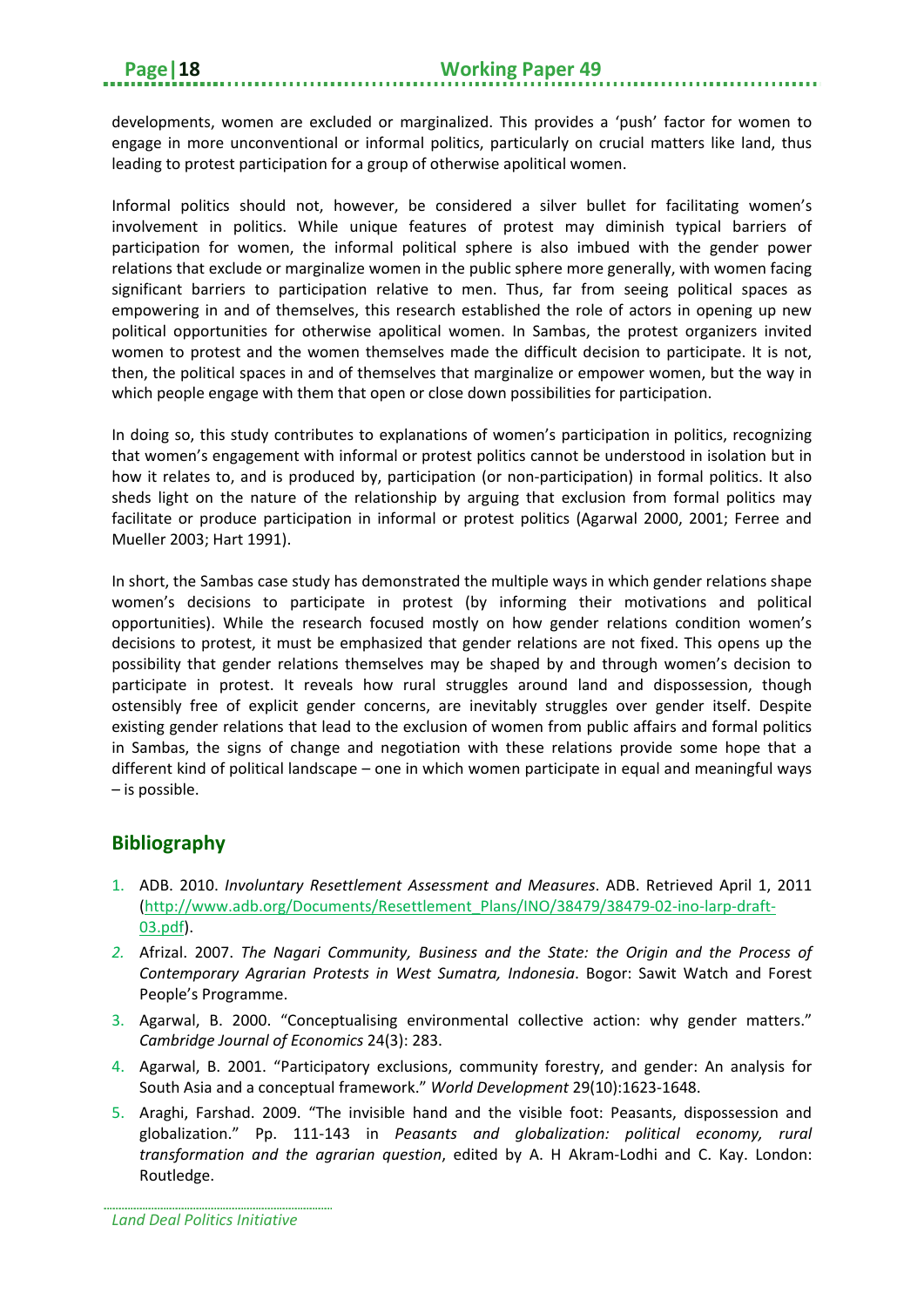developments, women are excluded or marginalized. This provides a 'push' factor for women to engage in more unconventional or informal politics, particularly on crucial matters like land, thus leading to protest participation for a group of otherwise apolitical women.

Informal politics should not, however, be considered a silver bullet for facilitating women's involvement in politics. While unique features of protest may diminish typical barriers of participation for women, the informal political sphere is also imbued with the gender power relations that exclude or marginalize women in the public sphere more generally, with women facing significant barriers to participation relative to men. Thus, far from seeing political spaces as empowering in and of themselves, this research established the role of actors in opening up new political opportunities for otherwise apolitical women. In Sambas, the protest organizers invited women to protest and the women themselves made the difficult decision to participate. It is not, then, the political spaces in and of themselves that marginalize or empower women, but the way in which people engage with them that open or close down possibilities for participation.

In doing so, this study contributes to explanations of women's participation in politics, recognizing that women's engagement with informal or protest politics cannot be understood in isolation but in how it relates to, and is produced by, participation (or non-participation) in formal politics. It also sheds light on the nature of the relationship by arguing that exclusion from formal politics may facilitate or produce participation in informal or protest politics (Agarwal 2000, 2001; Ferree and Mueller 2003; Hart 1991).

In short, the Sambas case study has demonstrated the multiple ways in which gender relations shape women's decisions to participate in protest (by informing their motivations and political opportunities). While the research focused mostly on how gender relations condition women's decisions to protest, it must be emphasized that gender relations are not fixed. This opens up the possibility that gender relations themselves may be shaped by and through women's decision to participate in protest. It reveals how rural struggles around land and dispossession, though ostensibly free of explicit gender concerns, are inevitably struggles over gender itself. Despite existing gender relations that lead to the exclusion of women from public affairs and formal politics in Sambas, the signs of change and negotiation with these relations provide some hope that a different kind of political landscape – one in which women participate in equal and meaningful ways – is possible.

## Bibliography

1. ADB. 2010. *Involuntary Resettlement Assessment and Measures*. ADB. Retrieved April 1, 2011 (http://www.adb.org/Documents/Resettlement_Plans/INO/38479/38479-02-ino-larp-draft-03.pdf).
2. Afrizal. 2007. *The Nagari Community, Business and the State: the Origin and the Process of Contemporary Agrarian Protests in West Sumatra, Indonesia*. Bogor: Sawit Watch and Forest People's Programme.
3. Agarwal, B. 2000. "Conceptualising environmental collective action: why gender matters." *Cambridge Journal of Economics* 24(3): 283.
4. Agarwal, B. 2001. "Participatory exclusions, community forestry, and gender: An analysis for South Asia and a conceptual framework." *World Development* 29(10):1623-1648.
5. Araghi, Farshad. 2009. "The invisible hand and the visible foot: Peasants, dispossession and globalization." Pp. 111-143 in *Peasants and globalization: political economy, rural transformation and the agrarian question*, edited by A. H Akram-Lodhi and C. Kay. London: Routledge.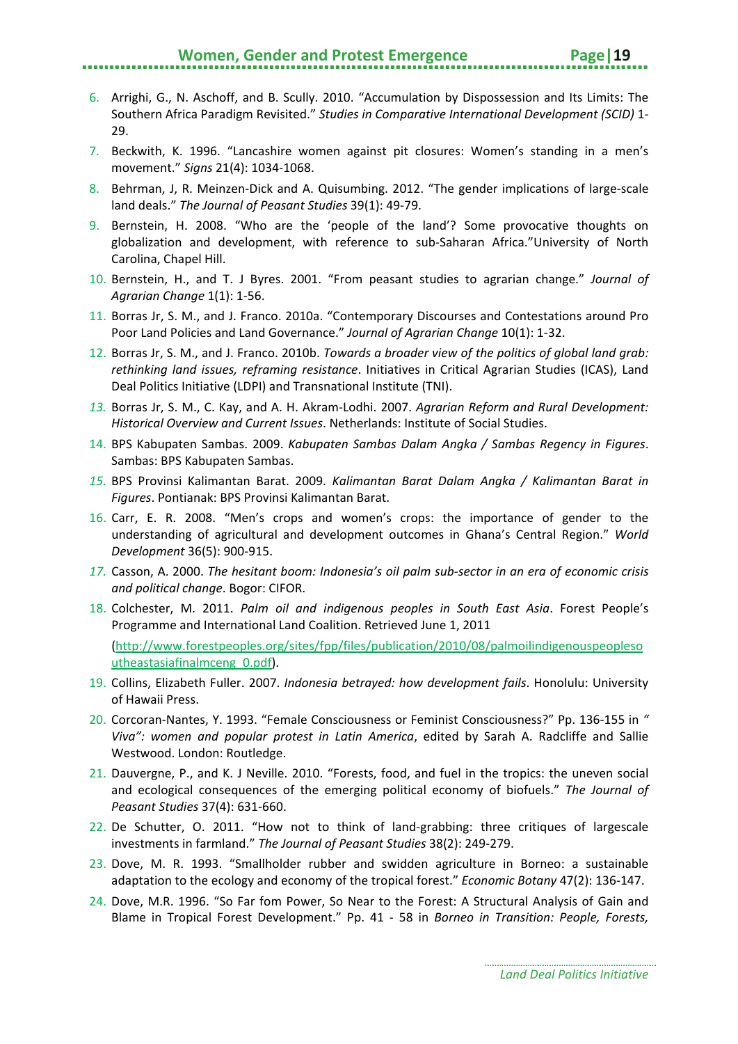6. Arrighi, G., N. Aschoff, and B. Scully. 2010. "Accumulation by Dispossession and Its Limits: The Southern Africa Paradigm Revisited." *Studies in Comparative International Development (SCID)* 1-29.
7. Beckwith, K. 1996. "Lancashire women against pit closures: Women's standing in a men's movement." *Signs* 21(4): 1034-1068.
8. Behrman, J, R. Meinzen-Dick and A. Quisumbing. 2012. "The gender implications of large-scale land deals." *The Journal of Peasant Studies* 39(1): 49-79.
9. Bernstein, H. 2008. "Who are the 'people of the land'? Some provocative thoughts on globalization and development, with reference to sub-Saharan Africa."University of North Carolina, Chapel Hill.
10. Bernstein, H., and T. J Byres. 2001. "From peasant studies to agrarian change." *Journal of Agrarian Change* 1(1): 1-56.
11. Borras Jr, S. M., and J. Franco. 2010a. "Contemporary Discourses and Contestations around Pro Poor Land Policies and Land Governance." *Journal of Agrarian Change* 10(1): 1-32.
12. Borras Jr, S. M., and J. Franco. 2010b. *Towards a broader view of the politics of global land grab: rethinking land issues, reframing resistance*. Initiatives in Critical Agrarian Studies (ICAS), Land Deal Politics Initiative (LDPI) and Transnational Institute (TNI).
13. Borras Jr, S. M., C. Kay, and A. H. Akram-Lodhi. 2007. *Agrarian Reform and Rural Development: Historical Overview and Current Issues*. Netherlands: Institute of Social Studies.
14. BPS Kabupaten Sambas. 2009. *Kabupaten Sambas Dalam Angka / Sambas Regency in Figures*. Sambas: BPS Kabupaten Sambas.
15. BPS Provinsi Kalimantan Barat. 2009. *Kalimantan Barat Dalam Angka / Kalimantan Barat in Figures*. Pontianak: BPS Provinsi Kalimantan Barat.
16. Carr, E. R. 2008. "Men's crops and women's crops: the importance of gender to the understanding of agricultural and development outcomes in Ghana's Central Region." *World Development* 36(5): 900-915.
17. Casson, A. 2000. *The hesitant boom: Indonesia's oil palm sub-sector in an era of economic crisis and political change*. Bogor: CIFOR.
18. Colchester, M. 2011. *Palm oil and indigenous peoples in South East Asia*. Forest People's Programme and International Land Coalition. Retrieved June 1, 2011

    (http://www.forestpeoples.org/sites/fpp/files/publication/2010/08/palmoilindigenouspeoplesoutheastasiafinalmceng_0.pdf).
19. Collins, Elizabeth Fuller. 2007. *Indonesia betrayed: how development fails*. Honolulu: University of Hawaii Press.
20. Corcoran-Nantes, Y. 1993. "Female Consciousness or Feminist Consciousness?" Pp. 136-155 in *" Viva": women and popular protest in Latin America*, edited by Sarah A. Radcliffe and Sallie Westwood. London: Routledge.
21. Dauvergne, P., and K. J Neville. 2010. "Forests, food, and fuel in the tropics: the uneven social and ecological consequences of the emerging political economy of biofuels." *The Journal of Peasant Studies* 37(4): 631-660.
22. De Schutter, O. 2011. "How not to think of land-grabbing: three critiques of largescale investments in farmland." *The Journal of Peasant Studies* 38(2): 249-279.
23. Dove, M. R. 1993. "Smallholder rubber and swidden agriculture in Borneo: a sustainable adaptation to the ecology and economy of the tropical forest." *Economic Botany* 47(2): 136-147.
24. Dove, M.R. 1996. "So Far fom Power, So Near to the Forest: A Structural Analysis of Gain and Blame in Tropical Forest Development." Pp. 41 - 58 in *Borneo in Transition: People, Forests,*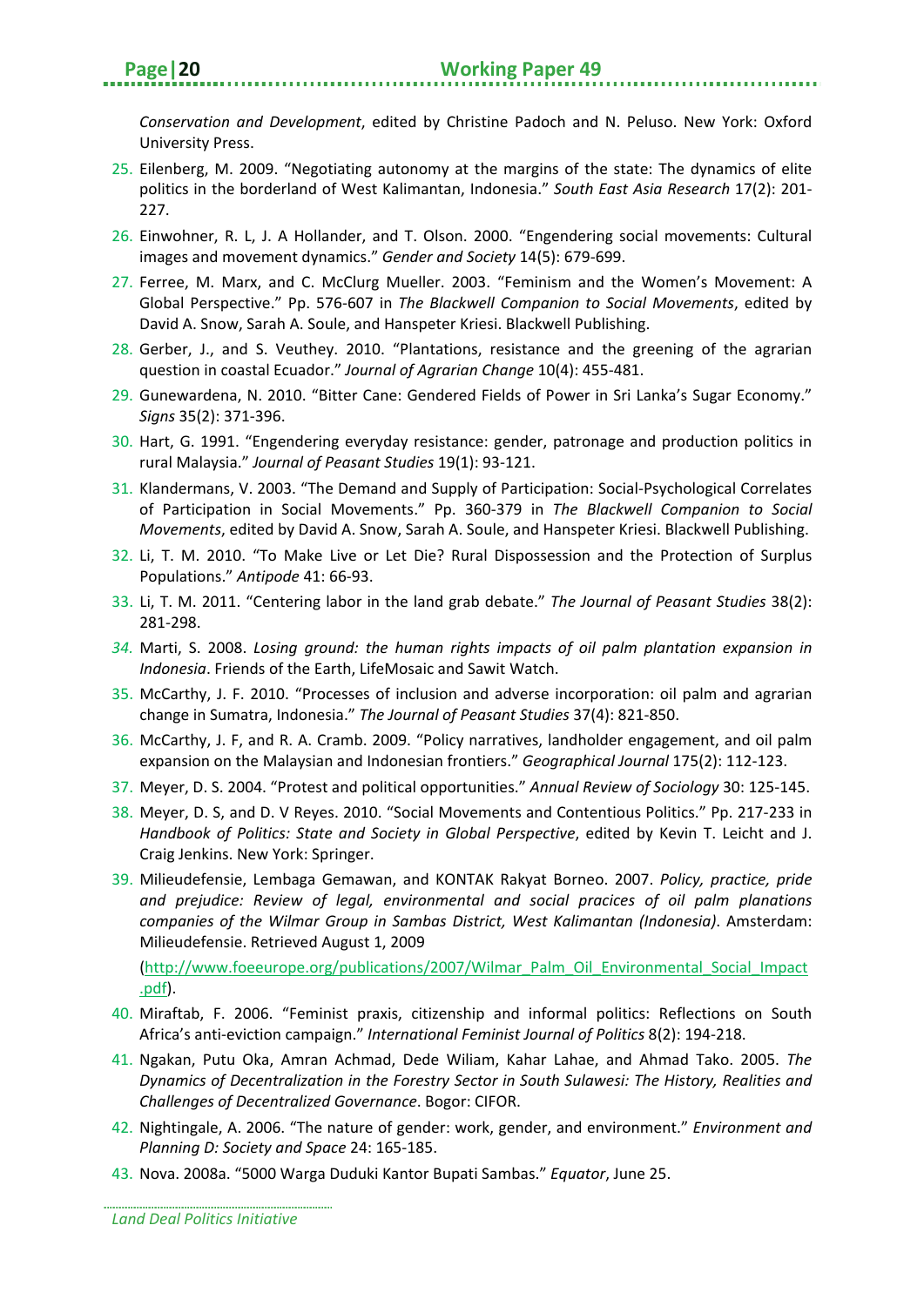*Conservation and Development*, edited by Christine Padoch and N. Peluso. New York: Oxford University Press.

25. Eilenberg, M. 2009. "Negotiating autonomy at the margins of the state: The dynamics of elite politics in the borderland of West Kalimantan, Indonesia." *South East Asia Research* 17(2): 201-227.
26. Einwohner, R. L, J. A Hollander, and T. Olson. 2000. "Engendering social movements: Cultural images and movement dynamics." *Gender and Society* 14(5): 679-699.
27. Ferree, M. Marx, and C. McClurg Mueller. 2003. "Feminism and the Women's Movement: A Global Perspective." Pp. 576-607 in *The Blackwell Companion to Social Movements*, edited by David A. Snow, Sarah A. Soule, and Hanspeter Kriesi. Blackwell Publishing.
28. Gerber, J., and S. Veuthey. 2010. "Plantations, resistance and the greening of the agrarian question in coastal Ecuador." *Journal of Agrarian Change* 10(4): 455-481.
29. Gunewardena, N. 2010. "Bitter Cane: Gendered Fields of Power in Sri Lanka's Sugar Economy." *Signs* 35(2): 371-396.
30. Hart, G. 1991. "Engendering everyday resistance: gender, patronage and production politics in rural Malaysia." *Journal of Peasant Studies* 19(1): 93-121.
31. Klandermans, V. 2003. "The Demand and Supply of Participation: Social-Psychological Correlates of Participation in Social Movements." Pp. 360-379 in *The Blackwell Companion to Social Movements*, edited by David A. Snow, Sarah A. Soule, and Hanspeter Kriesi. Blackwell Publishing.
32. Li, T. M. 2010. "To Make Live or Let Die? Rural Dispossession and the Protection of Surplus Populations." *Antipode* 41: 66-93.
33. Li, T. M. 2011. "Centering labor in the land grab debate." *The Journal of Peasant Studies* 38(2): 281-298.
34. Marti, S. 2008. *Losing ground: the human rights impacts of oil palm plantation expansion in Indonesia*. Friends of the Earth, LifeMosaic and Sawit Watch.
35. McCarthy, J. F. 2010. "Processes of inclusion and adverse incorporation: oil palm and agrarian change in Sumatra, Indonesia." *The Journal of Peasant Studies* 37(4): 821-850.
36. McCarthy, J. F, and R. A. Cramb. 2009. "Policy narratives, landholder engagement, and oil palm expansion on the Malaysian and Indonesian frontiers." *Geographical Journal* 175(2): 112-123.
37. Meyer, D. S. 2004. "Protest and political opportunities." *Annual Review of Sociology* 30: 125-145.
38. Meyer, D. S, and D. V Reyes. 2010. "Social Movements and Contentious Politics." Pp. 217-233 in *Handbook of Politics: State and Society in Global Perspective*, edited by Kevin T. Leicht and J. Craig Jenkins. New York: Springer.
39. Milieudefensie, Lembaga Gemawan, and KONTAK Rakyat Borneo. 2007. *Policy, practice, pride and prejudice: Review of legal, environmental and social pracices of oil palm planations companies of the Wilmar Group in Sambas District, West Kalimantan (Indonesia)*. Amsterdam: Milieudefensie. Retrieved August 1, 2009 (http://www.foeeurope.org/publications/2007/Wilmar_Palm_Oil_Environmental_Social_Impact.pdf).
40. Miraftab, F. 2006. "Feminist praxis, citizenship and informal politics: Reflections on South Africa's anti-eviction campaign." *International Feminist Journal of Politics* 8(2): 194-218.
41. Ngakan, Putu Oka, Amran Achmad, Dede Wiliam, Kahar Lahae, and Ahmad Tako. 2005. *The Dynamics of Decentralization in the Forestry Sector in South Sulawesi: The History, Realities and Challenges of Decentralized Governance*. Bogor: CIFOR.
42. Nightingale, A. 2006. "The nature of gender: work, gender, and environment." *Environment and Planning D: Society and Space* 24: 165-185.
43. Nova. 2008a. "5000 Warga Duduki Kantor Bupati Sambas." *Equator*, June 25.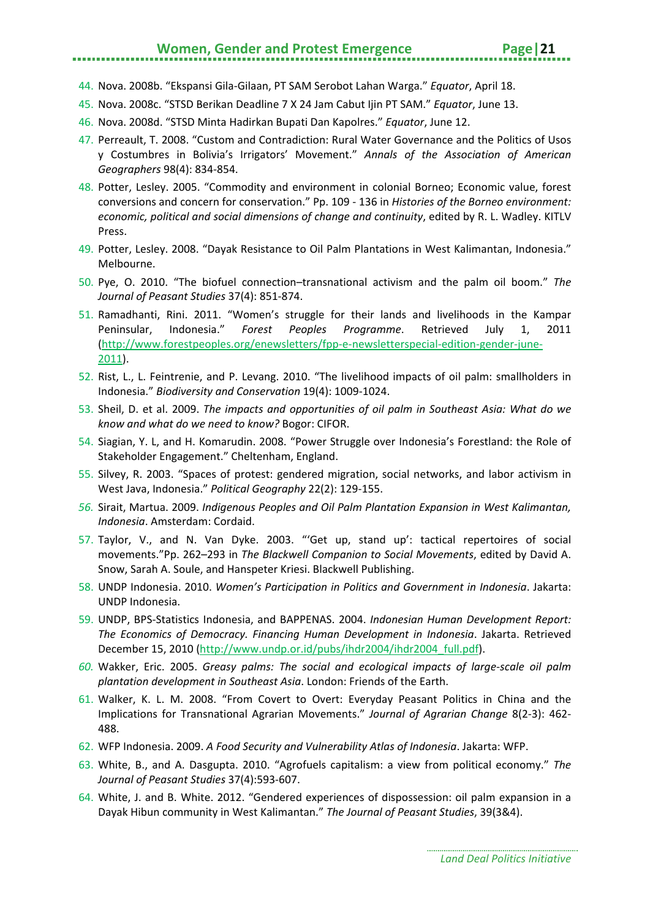44. Nova. 2008b. "Ekspansi Gila-Gilaan, PT SAM Serobot Lahan Warga." *Equator*, April 18.
45. Nova. 2008c. "STSD Berikan Deadline 7 X 24 Jam Cabut Ijin PT SAM." *Equator*, June 13.
46. Nova. 2008d. "STSD Minta Hadirkan Bupati Dan Kapolres." *Equator*, June 12.
47. Perreault, T. 2008. "Custom and Contradiction: Rural Water Governance and the Politics of Usos y Costumbres in Bolivia's Irrigators' Movement." *Annals of the Association of American Geographers* 98(4): 834-854.
48. Potter, Lesley. 2005. "Commodity and environment in colonial Borneo; Economic value, forest conversions and concern for conservation." Pp. 109 - 136 in *Histories of the Borneo environment: economic, political and social dimensions of change and continuity*, edited by R. L. Wadley. KITLV Press.
49. Potter, Lesley. 2008. "Dayak Resistance to Oil Palm Plantations in West Kalimantan, Indonesia." Melbourne.
50. Pye, O. 2010. "The biofuel connection–transnational activism and the palm oil boom." *The Journal of Peasant Studies* 37(4): 851-874.
51. Ramadhanti, Rini. 2011. "Women's struggle for their lands and livelihoods in the Kampar Peninsular, Indonesia." *Forest Peoples Programme*. Retrieved July 1, 2011 (http://www.forestpeoples.org/enewsletters/fpp-e-newsletterspecial-edition-gender-june-2011).
52. Rist, L., L. Feintrenie, and P. Levang. 2010. "The livelihood impacts of oil palm: smallholders in Indonesia." *Biodiversity and Conservation* 19(4): 1009-1024.
53. Sheil, D. et al. 2009. *The impacts and opportunities of oil palm in Southeast Asia: What do we know and what do we need to know?* Bogor: CIFOR.
54. Siagian, Y. L, and H. Komarudin. 2008. "Power Struggle over Indonesia's Forestland: the Role of Stakeholder Engagement." Cheltenham, England.
55. Silvey, R. 2003. "Spaces of protest: gendered migration, social networks, and labor activism in West Java, Indonesia." *Political Geography* 22(2): 129-155.
56. Sirait, Martua. 2009. *Indigenous Peoples and Oil Palm Plantation Expansion in West Kalimantan, Indonesia*. Amsterdam: Cordaid.
57. Taylor, V., and N. Van Dyke. 2003. "'Get up, stand up': tactical repertoires of social movements."Pp. 262–293 in *The Blackwell Companion to Social Movements*, edited by David A. Snow, Sarah A. Soule, and Hanspeter Kriesi. Blackwell Publishing.
58. UNDP Indonesia. 2010. *Women's Participation in Politics and Government in Indonesia*. Jakarta: UNDP Indonesia.
59. UNDP, BPS-Statistics Indonesia, and BAPPENAS. 2004. *Indonesian Human Development Report: The Economics of Democracy. Financing Human Development in Indonesia*. Jakarta. Retrieved December 15, 2010 (http://www.undp.or.id/pubs/ihdr2004/ihdr2004_full.pdf).
60. Wakker, Eric. 2005. *Greasy palms: The social and ecological impacts of large-scale oil palm plantation development in Southeast Asia*. London: Friends of the Earth.
61. Walker, K. L. M. 2008. "From Covert to Overt: Everyday Peasant Politics in China and the Implications for Transnational Agrarian Movements." *Journal of Agrarian Change* 8(2-3): 462-488.
62. WFP Indonesia. 2009. *A Food Security and Vulnerability Atlas of Indonesia*. Jakarta: WFP.
63. White, B., and A. Dasgupta. 2010. "Agrofuels capitalism: a view from political economy." *The Journal of Peasant Studies* 37(4):593-607.
64. White, J. and B. White. 2012. "Gendered experiences of dispossession: oil palm expansion in a Dayak Hibun community in West Kalimantan." *The Journal of Peasant Studies*, 39(3&4).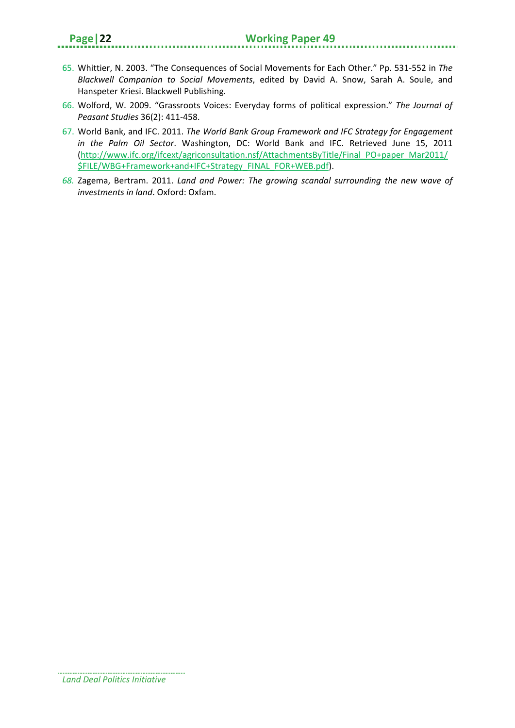65. Whittier, N. 2003. "The Consequences of Social Movements for Each Other." Pp. 531-552 in *The Blackwell Companion to Social Movements*, edited by David A. Snow, Sarah A. Soule, and Hanspeter Kriesi. Blackwell Publishing.
66. Wolford, W. 2009. "Grassroots Voices: Everyday forms of political expression." *The Journal of Peasant Studies* 36(2): 411-458.
67. World Bank, and IFC. 2011. *The World Bank Group Framework and IFC Strategy for Engagement in the Palm Oil Sector*. Washington, DC: World Bank and IFC. Retrieved June 15, 2011 (http://www.ifc.org/ifcext/agriconsultation.nsf/AttachmentsByTitle/Final_PO+paper_Mar2011/$FILE/WBG+Framework+and+IFC+Strategy_FINAL_FOR+WEB.pdf).
68. Zagema, Bertram. 2011. *Land and Power: The growing scandal surrounding the new wave of investments in land*. Oxford: Oxfam.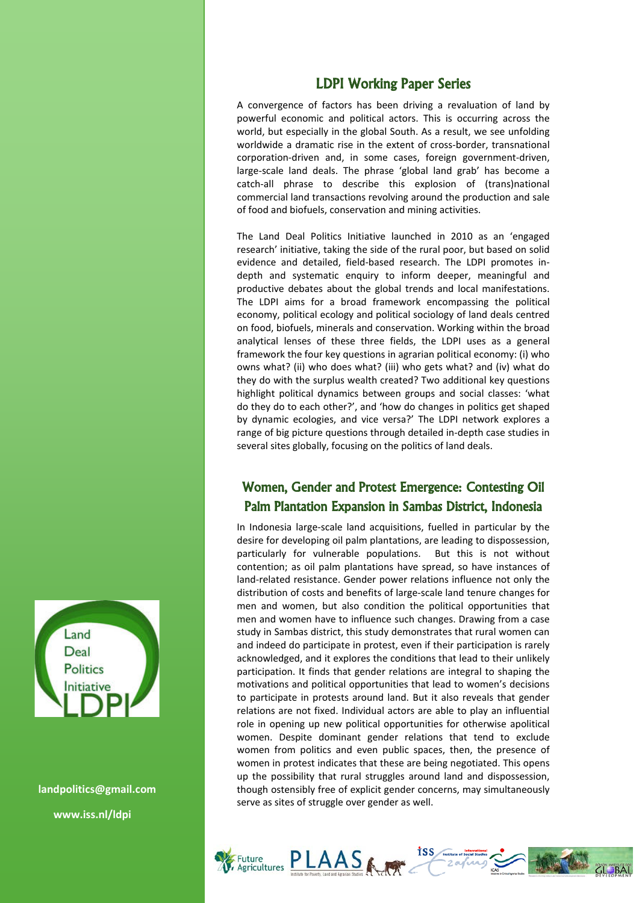## LDPI Working Paper Series

A convergence of factors has been driving a revaluation of land by powerful economic and political actors. This is occurring across the world, but especially in the global South. As a result, we see unfolding worldwide a dramatic rise in the extent of cross-border, transnational corporation-driven and, in some cases, foreign government-driven, large-scale land deals. The phrase 'global land grab' has become a catch-all phrase to describe this explosion of (trans)national commercial land transactions revolving around the production and sale of food and biofuels, conservation and mining activities.

The Land Deal Politics Initiative launched in 2010 as an 'engaged research' initiative, taking the side of the rural poor, but based on solid evidence and detailed, field-based research. The LDPI promotes in-depth and systematic enquiry to inform deeper, meaningful and productive debates about the global trends and local manifestations. The LDPI aims for a broad framework encompassing the political economy, political ecology and political sociology of land deals centred on food, biofuels, minerals and conservation. Working within the broad analytical lenses of these three fields, the LDPI uses as a general framework the four key questions in agrarian political economy: (i) who owns what? (ii) who does what? (iii) who gets what? and (iv) what do they do with the surplus wealth created? Two additional key questions highlight political dynamics between groups and social classes: 'what do they do to each other?', and 'how do changes in politics get shaped by dynamic ecologies, and vice versa?' The LDPI network explores a range of big picture questions through detailed in-depth case studies in several sites globally, focusing on the politics of land deals.

## Women, Gender and Protest Emergence: Contesting Oil Palm Plantation Expansion in Sambas District, Indonesia

In Indonesia large-scale land acquisitions, fuelled in particular by the desire for developing oil palm plantations, are leading to dispossession, particularly for vulnerable populations. But this is not without contention; as oil palm plantations have spread, so have instances of land-related resistance. Gender power relations influence not only the distribution of costs and benefits of large-scale land tenure changes for men and women, but also condition the political opportunities that men and women have to influence such changes. Drawing from a case study in Sambas district, this study demonstrates that rural women can and indeed do participate in protest, even if their participation is rarely acknowledged, and it explores the conditions that lead to their unlikely participation. It finds that gender relations are integral to shaping the motivations and political opportunities that lead to women's decisions to participate in protests around land. But it also reveals that gender relations are not fixed. Individual actors are able to play an influential role in opening up new political opportunities for otherwise apolitical women. Despite dominant gender relations that tend to exclude women from politics and even public spaces, then, the presence of women in protest indicates that these are being negotiated. This opens up the possibility that rural struggles around land and dispossession, though ostensibly free of explicit gender concerns, may simultaneously serve as sites of struggle over gender as well.

Land Deal Politics Initiative LDPI

**landpolitics@gmail.com**

**www.iss.nl/ldpi**